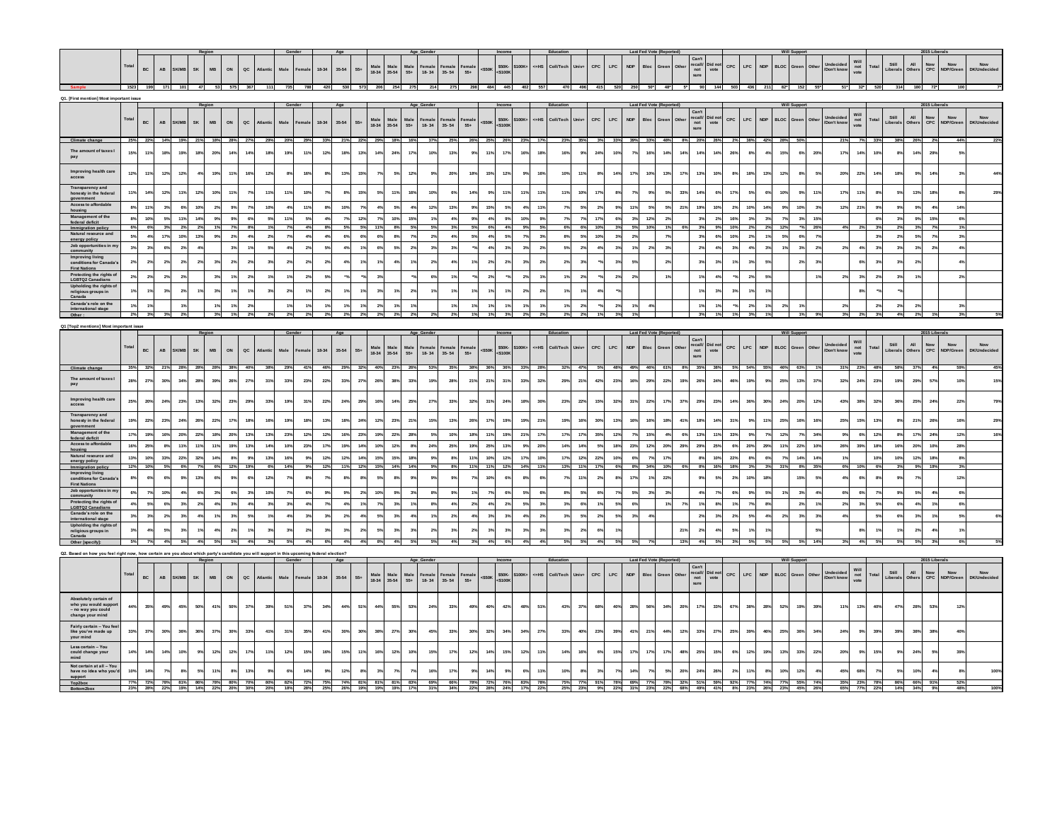| | Total | Region | | | | | | | | Gender | | Age | | | Age_Gender | | | | | | Income | | | Education | | | Last Fed Vote (Reported) | | | | | | | | Will Support | | | | | | | | 2015 Liberals | | | | | |
|---|---|---|---|---|---|---|---|---|---|---|---|---|---|---|---|---|---|---|---|---|---|---|---|---|---|---|---|---|---|---|---|---|---|---|---|---|---|---|---|---|---|---|---|---|---|---|---|---|
| | | BC | AB | SK/MB | SK | MB | ON | QC | Atlantic | Male | Female | 18-34 | 35-54 | 55+ | Male 18-34 | Male 35-54 | Male 55+ | Female 18-34 | Female 35-54 | Female 55+ | <$50K | $50K-<$100K | $100K+ | <=HS | Coll/Tech | Univ+ | CPC | LPC | NDP | Bloc | Green | Other | Can't recall/ not sure | Did not vote | CPC | LPC | NDP | BLOC | Green | Other | Undecided /Don't know | Will not vote | Total | Still Liberals | All Others | Now CPC | Now NDP/Green | Now DK/Undecided |
| Sample | 1523 | 199 | 171 | 101 | 47 | 53 | 575 | 367 | 111 | 735 | 788 | 420 | 530 | 573 | 206 | 254 | 275 | 214 | 275 | 298 | 484 | 445 | 402 | 557 | 470 | 496 | 415 | 520 | 250 | 50* | 48* | 5* | 90 | 144 | 503 | 436 | 211 | 82* | 152 | 55* | 51* | 32* | 530 | 314 | 180 | 72* | 100 | 7* |

**Q1. [First mention] Most important issue**

| | Total | Region | | | | | | | | Gender | | Age | | | Age_Gender | | | | | | Income | | | Education | | | Last Fed Vote (Reported) | | | | | | | | Will Support | | | | | | | | 2015 Liberals | | | | | |
|---|---|---|---|---|---|---|---|---|---|---|---|---|---|---|---|---|---|---|---|---|---|---|---|---|---|---|---|---|---|---|---|---|---|---|---|---|---|---|---|---|---|---|---|---|---|---|---|---|
| | | BC | AB | SK/MB | SK | MB | ON | QC | Atlantic | Male | Female | 18-34 | 35-54 | 55+ | Male 18-34 | Male 35-54 | Male 55+ | Female 18-34 | Female 35-54 | Female 55+ | <$50K | $50K-<$100K | $100K+ | <=HS | Coll/Tech | Univ+ | CPC | LPC | NDP | Bloc | Green | Other | Can't recall/ not sure | Did not vote | CPC | LPC | NDP | BLOC | Green | Other | Undecided /Don't know | Will not vote | Total | Still Liberals | All Others | Now CPC | Now NDP/Green | Now DK/Undecided |
| Climate change | 25% | 22% | 14% | 19% | 21% | 18% | 28% | 27% | 29% | 20% | 29% | 33% | 21% | 22% | 29% | 18% | 16% | 37% | 25% | 26% | 25% | 26% | 23% | 17% | 23% | 35% | 3% | 33% | 39% | 33% | 48% | 8% | 20% | 26% | 2% | 38% | 42% | 28% | 50% | | 21% | 7% | 33% | 38% | 26% | 2% | 44% | 22% |
| The amount of taxes I pay | 15% | 11% | 18% | 19% | 18% | 20% | 14% | 14% | 18% | 19% | 11% | 12% | 18% | 13% | 14% | 24% | 17% | 10% | 13% | 9% | 11% | 17% | 16% | 18% | 16% | 9% | 24% | 10% | 7% | 16% | 14% | 14% | 14% | 14% | 26% | 8% | 4% | 15% | 6% | 20% | 17% | 14% | 10% | 8% | 14% | 29% | 5% | |
| Improving health care access | 12% | 11% | 12% | 12% | 4% | 19% | 11% | 16% | 12% | 8% | 16% | 8% | 13% | 15% | 7% | 5% | 12% | 9% | 20% | 18% | 15% | 12% | 9% | 16% | 10% | 11% | 8% | 14% | 17% | 10% | 13% | 17% | 13% | 10% | 8% | 18% | 13% | 12% | 8% | 5% | 20% | 22% | 14% | 18% | 9% | 14% | 3% | 44% |
| Transparency and honesty in the federal government | 11% | 14% | 12% | 11% | 12% | 10% | 11% | 7% | 11% | 11% | 10% | 7% | 8% | 15% | 5% | 11% | 16% | 10% | 6% | 14% | 9% | 11% | 11% | 11% | 11% | 10% | 17% | 8% | 7% | 9% | 5% | 33% | 14% | 6% | 17% | 5% | 6% | 10% | 9% | 11% | 17% | 11% | 8% | 5% | 13% | 18% | 8% | 29% |
| Access to affordable housing | 8% | 11% | 3% | 6% | 10% | 2% | 9% | 7% | 10% | 4% | 11% | 8% | 10% | 7% | 4% | 5% | 4% | 12% | 13% | 9% | 15% | 5% | 4% | 11% | 7% | 5% | 2% | 9% | 11% | 5% | 5% | 21% | 19% | 10% | 2% | 10% | 14% | 9% | 10% | 3% | 12% | 21% | 9% | 9% | 9% | 4% | 14% | |
| Management of the federal deficit | 8% | 10% | 5% | 11% | 14% | 9% | 9% | 6% | 5% | 11% | 5% | 4% | 7% | 12% | 7% | 10% | 15% | 1% | 4% | 9% | 4% | 9% | 10% | 9% | 7% | 7% | 17% | 6% | 3% | 12% | 2% | | 3% | 2% | 16% | 3% | 3% | 7% | 3% | 15% | | | 6% | 3% | 9% | 15% | 6% | |
| Immigration policy | 6% | 6% | 3% | 2% | 2% | 1% | 7% | 8% | 1% | 7% | 4% | 8% | 5% | 5% | 11% | 8% | 5% | 5% | 3% | 5% | 6% | 4% | 9% | 5% | 6% | 6% | 10% | 3% | 5% | 10% | 1% | 6% | 3% | 9% | 10% | 2% | 2% | 12% | *% | 26% | 4% | 2% | 3% | 2% | 3% | 7% | 3% | |
| Natural resource and energy policy | 5% | 4% | 17% | 10% | 13% | 9% | 2% | 4% | 2% | 7% | 4% | 4% | 6% | 6% | 6% | 8% | 7% | 2% | 4% | 5% | 4% | 5% | 7% | 3% | 8% | 5% | 10% | 3% | 2% | | 7% | | 3% | 6% | 10% | 2% | 1% | 5% | 6% | 7% | | | 3% | 2% | 5% | 7% | 3% | |
| Job opportunities in my community | 3% | 3% | 6% | 2% | 4% | | 3% | 1% | 5% | 4% | 2% | 5% | 4% | 1% | 6% | 5% | 2% | 3% | 3% | *% | 4% | 3% | 3% | 2% | 5% | 2% | 4% | 3% | 1% | 2% | 3% | | 2% | 4% | 3% | 4% | 3% | 1% | 3% | 2% | 2% | 4% | 3% | 3% | 3% | 2% | 4% | |
| Improving living conditions for Canada's First Nations | 2% | 2% | 2% | 2% | 2% | 3% | 2% | 2% | 3% | 2% | 2% | 2% | 4% | 2% | 1% | 4% | 1% | 2% | 4% | 1% | 2% | 2% | 3% | 2% | 2% | 3% | 3% | 3% | 5% | | 2% | | 3% | 3% | 1% | 3% | 5% | | 2% | 3% | | 6% | 3% | 3% | 2% | | 4% | |
| Protecting the rights of LGBTQ2 Canadians | 2% | 2% | 2% | 2% | | 3% | 1% | 2% | 1% | 1% | 2% | 5% | *% | *% | 3% | | *% | 6% | 1% | *% | 2% | *% | 2% | 1% | 1% | 2% | *% | 2% | 2% | | 1% | | 1% | 4% | *% | 2% | 5% | | | 1% | 2% | 3% | 2% | 3% | 1% | | 2% | |
| Upholding the rights of religious groups in Canada | 1% | 1% | 3% | 2% | 1% | 3% | 1% | 1% | 3% | 2% | 1% | 2% | 1% | 1% | 3% | 1% | 2% | 1% | 1% | 1% | 1% | 1% | 2% | 2% | 1% | 1% | 4% | *% | | | | | 1% | 3% | 3% | 1% | 1% | | | | | 8% | *% | *% | | | | |
| Canada's role on the international stage | 1% | 1% | | 1% | | 1% | 1% | 2% | | 1% | 1% | 1% | 1% | 1% | 2% | 1% | 1% | | 1% | 1% | 1% | 1% | 1% | 1% | 1% | 2% | *% | 2% | 1% | 4% | | | 1% | 1% | *% | 2% | 1% | 2% | 1% | | 2% | | 2% | 2% | 2% | | 3% | |
| Other : | 2% | 3% | 3% | 2% | | 3% | 1% | 2% | 2% | 2% | 2% | 2% | 2% | 2% | 2% | 2% | 2% | 2% | 2% | 1% | 1% | 3% | 2% | 2% | 2% | 2% | 1% | 3% | 1% | | | | 3% | 1% | 1% | 3% | 1% | | 1% | 9% | 3% | 2% | 3% | 4% | 2% | 1% | 3% | 5% |

**Q1 [Top2 mentions] Most important issue**

| | Total | Region | | | | | | | | Gender | | Age | | | Age_Gender | | | | | | Income | | | Education | | | Last Fed Vote (Reported) | | | | | | | | Will Support | | | | | | | | 2015 Liberals | | | | | |
|---|---|---|---|---|---|---|---|---|---|---|---|---|---|---|---|---|---|---|---|---|---|---|---|---|---|---|---|---|---|---|---|---|---|---|---|---|---|---|---|---|---|---|---|---|---|---|---|---|
| | | BC | AB | SK/MB | SK | MB | ON | QC | Atlantic | Male | Female | 18-34 | 35-54 | 55+ | Male 18-34 | Male 35-54 | Male 55+ | Female 18-34 | Female 35-54 | Female 55+ | <$50K | $50K-<$100K | $100K+ | <=HS | Coll/Tech | Univ+ | CPC | LPC | NDP | Bloc | Green | Other | Can't recall/ not sure | Did not vote | CPC | LPC | NDP | BLOC | Green | Other | Undecided /Don't know | Will not vote | Total | Still Liberals | All Others | Now CPC | Now NDP/Green | Now DK/Undecided |
| Climate change | 35% | 32% | 21% | 28% | 28% | 28% | 38% | 40% | 38% | 29% | 41% | 46% | 29% | 32% | 40% | 23% | 26% | 53% | 35% | 38% | 36% | 36% | 33% | 28% | 32% | 47% | 5% | 48% | 49% | 46% | 61% | 8% | 35% | 38% | 5% | 54% | 55% | 46% | 63% | 1% | 31% | 23% | 48% | 58% | 37% | 4% | 59% | 45% |
| The amount of taxes I pay | 28% | 27% | 30% | 34% | 28% | 39% | 26% | 27% | 31% | 33% | 23% | 22% | 33% | 27% | 26% | 38% | 33% | 19% | 28% | 21% | 21% | 31% | 33% | 32% | 29% | 21% | 42% | 23% | 16% | 29% | 22% | 19% | 26% | 24% | 46% | 19% | 9% | 25% | 13% | 37% | 32% | 24% | 23% | 19% | 29% | 57% | 10% | 15% |
| Improving health care access | 25% | 20% | 24% | 23% | 13% | 32% | 23% | 29% | 33% | 19% | 31% | 22% | 24% | 29% | 16% | 14% | 25% | 27% | 33% | 32% | 31% | 24% | 18% | 30% | 23% | 22% | 15% | 32% | 31% | 22% | 17% | 37% | 29% | 23% | 14% | 36% | 30% | 24% | 20% | 12% | 43% | 38% | 32% | 36% | 25% | 24% | 22% | 79% |
| Transparency and honesty in the federal government | 19% | 22% | 23% | 24% | 26% | 22% | 17% | 18% | 16% | 19% | 18% | 13% | 18% | 24% | 12% | 23% | 21% | 15% | 13% | 26% | 17% | 19% | 19% | 21% | 19% | 16% | 30% | 13% | 16% | 16% | 18% | 41% | 18% | 14% | 31% | 9% | 11% | 25% | 16% | 16% | 25% | 15% | 13% | 8% | 21% | 26% | 16% | 29% |
| Management of the federal deficit | 17% | 19% | 16% | 20% | 22% | 18% | 20% | 13% | 13% | 23% | 12% | 12% | 16% | 23% | 19% | 22% | 28% | 5% | 10% | 18% | 11% | 19% | 21% | 17% | 17% | 17% | 35% | 12% | 7% | 15% | 4% | 6% | 13% | 11% | 33% | 9% | 7% | 12% | 7% | 34% | 5% | 6% | 12% | 8% | 17% | 24% | 12% | 16% |
| Access to affordable housing | 16% | 25% | 8% | 11% | 11% | 11% | 16% | 13% | 14% | 10% | 23% | 17% | 19% | 14% | 10% | 12% | 8% | 24% | 25% | 19% | 25% | 13% | 9% | 20% | 14% | 14% | 5% | 18% | 23% | 12% | 20% | 29% | 29% | 25% | 6% | 20% | 29% | 11% | 22% | 10% | 26% | 39% | 18% | 16% | 20% | 10% | 28% | |
| Natural resource and energy policy | 13% | 10% | 33% | 22% | 32% | 14% | 8% | 9% | 13% | 16% | 9% | 12% | 12% | 14% | 15% | 15% | 18% | 9% | 8% | 11% | 10% | 12% | 17% | 10% | 17% | 12% | 22% | 10% | 6% | 7% | 17% | | 8% | 10% | 22% | 8% | 6% | 7% | 14% | 14% | 1% | | 10% | 10% | 12% | 18% | 8% | |
| Immigration policy | 12% | 10% | 5% | 6% | 7% | 6% | 12% | 19% | 6% | 14% | 9% | 12% | 11% | 12% | 15% | 14% | 14% | 9% | 8% | 11% | 11% | 12% | 14% | 11% | 13% | 11% | 17% | 6% | 8% | 34% | 10% | 6% | 8% | 16% | 18% | 3% | 3% | 31% | 8% | 35% | 6% | 10% | 6% | 3% | 9% | 19% | 3% | |
| Improving living conditions for Canada's First Nations | 8% | 6% | 6% | 9% | 13% | 6% | 9% | 6% | 12% | 7% | 8% | 7% | 8% | 8% | 5% | 8% | 9% | 9% | 9% | 7% | 10% | 6% | 8% | 6% | 7% | 11% | 2% | 8% | 17% | 1% | 22% | | 9% | 5% | 2% | 10% | 18% | | 15% | 5% | 4% | 6% | 8% | 9% | 7% | | 12% | |
| Job opportunities in my community | 6% | 7% | 10% | 4% | 6% | 3% | 6% | 3% | 10% | 7% | 6% | 9% | 9% | 2% | 10% | 9% | 3% | 8% | 9% | 1% | 7% | 6% | 5% | 6% | 8% | 5% | 6% | 7% | 5% | 3% | 3% | | 4% | 7% | 6% | 9% | 5% | 1% | 3% | 4% | 6% | 6% | 7% | 9% | 5% | 4% | 6% | |
| Protecting the rights of LGBTQ2 Canadians | 4% | 5% | 6% | 3% | 2% | 4% | 3% | 4% | 3% | 3% | 4% | 7% | 4% | 1% | 7% | 3% | 1% | 8% | 4% | 2% | 4% | 2% | 5% | 3% | 3% | 6% | 1% | 5% | 6% | | 1% | 7% | 1% | 8% | 1% | 7% | 8% | | 2% | 1% | 2% | 3% | 5% | 6% | 4% | 1% | 6% | |
| Canada's role on the international stage | 3% | 3% | 2% | 3% | 4% | 1% | 3% | 5% | 1% | 4% | 3% | 3% | 2% | 4% | 5% | 3% | 4% | 1% | 2% | 4% | 3% | 3% | 4% | 2% | 3% | 5% | 2% | 5% | 3% | 4% | | | 2% | 3% | 2% | 5% | 4% | 2% | 3% | 3% | 4% | | 5% | 6% | 3% | 1% | 5% | 6% |
| Upholding the rights of religious groups in Canada | 3% | 4% | 5% | 3% | 1% | 4% | 2% | 1% | 3% | 3% | 2% | 3% | 3% | 2% | 5% | 3% | 3% | 2% | 3% | 2% | 3% | 3% | 3% | 3% | 3% | 2% | 6% | 1% | | | | 21% | 2% | 4% | 5% | 1% | 1% | | | 5% | | 8% | 1% | 1% | 2% | 4% | 1% | |
| Other (specify): | 5% | 7% | 4% | 5% | 4% | 5% | 5% | 4% | 3% | 5% | 4% | 6% | 4% | 4% | 8% | 4% | 5% | 5% | 4% | 3% | 4% | 6% | 4% | 4% | 5% | 5% | 4% | 5% | 5% | 7% | | 13% | 4% | 5% | 3% | 5% | 5% | 5% | 5% | 14% | 3% | 4% | 5% | 5% | 5% | 3% | 6% | 5% |

**Q2. Based on how you feel right now, how certain are you about which party's candidate you will support in this upcoming federal election?**

| | Total | Region | | | | | | | | Gender | | Age | | | Age_Gender | | | | | | Income | | | Education | | | Last Fed Vote (Reported) | | | | | | | | Will Support | | | | | | | | 2015 Liberals | | | | | |
|---|---|---|---|---|---|---|---|---|---|---|---|---|---|---|---|---|---|---|---|---|---|---|---|---|---|---|---|---|---|---|---|---|---|---|---|---|---|---|---|---|---|---|---|---|---|---|---|---|
| | | BC | AB | SK/MB | SK | MB | ON | QC | Atlantic | Male | Female | 18-34 | 35-54 | 55+ | Male 18-34 | Male 35-54 | Male 55+ | Female 18-34 | Female 35-54 | Female 55+ | <$50K | $50K-<$100K | $100K+ | <=HS | Coll/Tech | Univ+ | CPC | LPC | NDP | Bloc | Green | Other | Can't recall/ not sure | Did not vote | CPC | LPC | NDP | BLOC | Green | Other | Undecided /Don't know | Will not vote | Total | Still Liberals | All Others | Now CPC | Now NDP/Green | Now DK/Undecided |
| Absolutely certain of who you would support – no way you could change your mind | 44% | 35% | 49% | 45% | 50% | 41% | 50% | 37% | 39% | 51% | 37% | 34% | 44% | 51% | 44% | 55% | 53% | 24% | 33% | 49% | 40% | 42% | 48% | 51% | 43% | 37% | 68% | 40% | 28% | 56% | 34% | 20% | 17% | 33% | 67% | 38% | 28% | 52% | 19% | 39% | 11% | 13% | 40% | 47% | 28% | 53% | 12% | |
| Fairly certain – You feel like you've made up your mind | 33% | 37% | 30% | 36% | 36% | 37% | 30% | 33% | 41% | 31% | 35% | 41% | 30% | 30% | 38% | 27% | 30% | 45% | 33% | 30% | 32% | 34% | 34% | 27% | 33% | 40% | 23% | 39% | 41% | 21% | 44% | 12% | 33% | 27% | 25% | 39% | 46% | 25% | 36% | 34% | 24% | 9% | 39% | 39% | 38% | 38% | 40% | |
| Less certain – You could change your mind | 14% | 14% | 14% | 10% | 9% | 12% | 12% | 17% | 11% | 12% | 15% | 16% | 15% | 11% | 16% | 12% | 10% | 15% | 17% | 12% | 14% | 15% | 12% | 11% | 14% | 16% | 6% | 15% | 17% | 17% | 17% | 48% | 25% | 15% | 6% | 12% | 19% | 13% | 33% | 22% | 20% | 9% | 15% | 9% | 24% | 5% | 39% | |
| Not certain at all – You have no idea who you'd support | 10% | 14% | 7% | 8% | 5% | 11% | 8% | 13% | 9% | 6% | 14% | 9% | 12% | 8% | 3% | 7% | 7% | 16% | 17% | 9% | 14% | 9% | 6% | 11% | 10% | 8% | 3% | 7% | 14% | 7% | 5% | 20% | 24% | 26% | 2% | 11% | 8% | 10% | 12% | 4% | 45% | 68% | 7% | 5% | 10% | 4% | 8% | 100% |
| Top2box | 77% | 72% | 78% | 81% | 86% | 78% | 80% | 70% | 80% | 82% | 72% | 75% | 74% | 81% | 81% | 81% | 83% | 69% | 66% | 78% | 72% | 76% | 83% | 78% | 75% | 77% | 91% | 78% | 69% | 77% | 78% | 32% | 51% | 59% | 92% | 77% | 74% | 77% | 55% | 74% | 35% | 23% | 78% | 86% | 66% | 91% | 52% | |
| Bottom2box | 23% | 28% | 22% | 19% | 14% | 22% | 20% | 30% | 20% | 18% | 28% | 25% | 26% | 19% | 19% | 19% | 17% | 31% | 34% | 22% | 28% | 24% | 17% | 22% | 25% | 23% | 9% | 22% | 31% | 23% | 22% | 68% | 49% | 41% | 8% | 23% | 26% | 23% | 45% | 26% | 65% | 77% | 22% | 14% | 34% | 9% | 48% | 100% |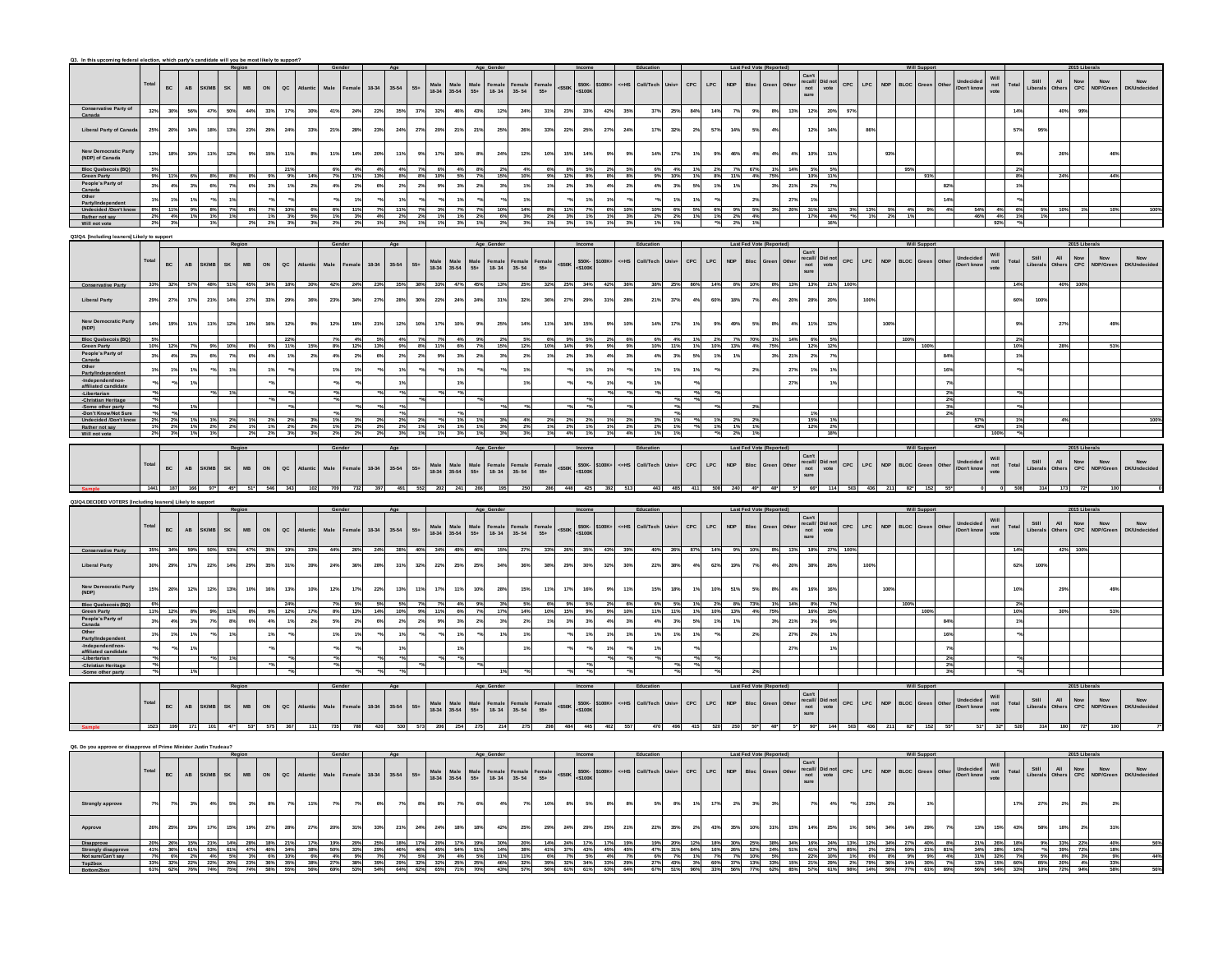**Q3. In this upcoming federal election, which party's candidate will you be most likely to support?**

| | Total | Region | | | | | | | | Gender | | Age | | | Age_Gender | | | | | | Income | | | Education | | | Last Fed Vote (Reported) | | | | | | | | Will Support | | | | | | | | 2015 Liberals | | | | | |
|---|---|---|---|---|---|---|---|---|---|---|---|---|---|---|---|---|---|---|---|---|---|---|---|---|---|---|---|---|---|---|---|---|---|---|---|---|---|---|---|---|---|---|---|---|---|---|---|---|
| | | BC | AB | SK/MB | SK | MB | ON | QC | Atlantic | Male | Female | 18-34 | 35-54 | 55+ | Male 18-34 | Male 35-54 | Male 55+ | Female 18-34 | Female 35-54 | Female 55+ | <$50K | $50K-<$100K | $100K+ | <=HS | Coll/Tech | Univ+ | CPC | LPC | NDP | Bloc | Green | Other | Can't recall/not sure | Did not vote | CPC | LPC | NDP | BLOC | Green | Other | Undecided /Don't know | Will not vote | Total | Still Liberals | All Others | Now CPC | Now NDP/Green | Now DK/Undecided |
| Conservative Party of Canada | 32% | 30% | 56% | 47% | 50% | 44% | 33% | 17% | 30% | 41% | 24% | 22% | 35% | 37% | 32% | 46% | 43% | 12% | 24% | 31% | 23% | 33% | 42% | 35% | 37% | 25% | 84% | 14% | 7% | 9% | 8% | 13% | 12% | 20% | 97% | | | | | | | | 14% | | 40% | 99% | | |
| Liberal Party of Canada | 25% | 20% | 14% | 18% | 13% | 23% | 29% | 24% | 33% | 21% | 28% | 23% | 24% | 27% | 20% | 21% | 25% | 26% | 25% | 33% | 22% | 25% | 27% | 24% | 17% | 32% | 2% | 57% | 14% | 5% | 4% | | 12% | 14% | | 86% | | | | | | | 57% | 95% | | | | |
| New Democratic Party (NDP) of Canada | 13% | 18% | 10% | 11% | 12% | 9% | 15% | 11% | 8% | 11% | 14% | 20% | 11% | 9% | 17% | 10% | 8% | 24% | 12% | 10% | 15% | 14% | 9% | 9% | 14% | 17% | 1% | 9% | 46% | 4% | 4% | 4% | 10% | 11% | | | 93% | | | | | | 9% | | 26% | | 46% | |
| Bloc Quebecois (BQ) | 5% | | | | | | | 21% | | 6% | 4% | 4% | 4% | 7% | 6% | 4% | 8% | 2% | 4% | 6% | 8% | 5% | 2% | 5% | 6% | 4% | 1% | 2% | 7% | 67% | 1% | 14% | 5% | 5% | | | | 95% | | | | | 2% | | | | | |
| Green Party | 9% | 11% | 6% | 8% | 8% | 8% | 9% | 9% | 14% | 7% | 11% | 13% | 8% | 8% | 10% | 5% | 7% | 15% | 10% | 9% | 12% | 8% | 8% | 8% | 9% | 10% | 1% | 8% | 11% | 4% | 75% | | 10% | 11% | | | | | 91% | | | | 8% | | 24% | | 44% | |
| People's Party of Canada | 3% | 4% | 3% | 6% | 7% | 6% | 3% | 1% | 2% | 4% | 2% | 6% | 2% | 2% | 9% | 3% | 2% | 3% | 1% | 1% | 2% | 3% | 4% | 2% | 4% | 3% | 5% | 1% | 1% | | 3% | 21% | 2% | 7% | | | | | | 82% | | | 1% | | | | | |
| Other Party/Independent | 1% | 1% | 1% | *% | 1% | | *% | *% | | *% | 1% | *% | 1% | *% | *% | 1% | *% | *% | 1% | | *% | 1% | 1% | *% | *% | 1% | 1% | *% | | 2% | | 27% | 1% | | | | | | | 14% | | | *% | | | | | |
| Undecided /Don't know | 8% | 11% | 9% | 8% | 7% | 8% | 7% | 10% | 6% | 6% | 11% | 7% | 11% | 7% | 3% | 7% | 7% | 10% | 14% | 8% | 11% | 7% | 6% | 10% | 10% | 6% | 5% | 6% | 9% | 5% | 3% | 20% | 31% | 12% | 3% | 13% | 5% | 4% | 9% | 4% | 54% | 4% | 6% | 5% | 10% | 1% | 10% | 100% |
| Rather not say | 2% | 4% | 1% | 1% | 1% | | 1% | 3% | 5% | 1% | 3% | 4% | 2% | 2% | 1% | 3% | 2% | 6% | 3% | 2% | 3% | 1% | 1% | 3% | 2% | 2% | 1% | 1% | 2% | 4% | | | 17% | 4% | *% | 1% | 2% | 1% | | | 46% | 4% | 1% | 1% | | | | |
| Will not vote | 2% | 3% | | 1% | | 2% | 2% | 3% | 3% | 2% | 2% | 1% | 3% | 1% | 1% | 3% | 1% | 2% | 3% | 1% | 3% | 1% | 1% | 3% | 1% | 1% | | *% | 2% | 1% | | | | 16% | | | | | | | | 92% | *% | | | | | |

**Q3/Q4. [Including leaners] Likely to support**

| | Total | Region | | | | | | | | Gender | | Age | | | Age_Gender | | | | | | Income | | | Education | | | Last Fed Vote (Reported) | | | | | | | | Will Support | | | | | | | | 2015 Liberals | | | | | |
|---|---|---|---|---|---|---|---|---|---|---|---|---|---|---|---|---|---|---|---|---|---|---|---|---|---|---|---|---|---|---|---|---|---|---|---|---|---|---|---|---|---|---|---|---|---|---|---|---|
| | | BC | AB | SK/MB | SK | MB | ON | QC | Atlantic | Male | Female | 18-34 | 35-54 | 55+ | Male 18-34 | Male 35-54 | Male 55+ | Female 18-34 | Female 35-54 | Female 55+ | <$50K | $50K-<$100K | $100K+ | <=HS | Coll/Tech | Univ+ | CPC | LPC | NDP | Bloc | Green | Other | Can't recall/not sure | Did not vote | CPC | LPC | NDP | BLOC | Green | Other | Undecided /Don't know | Will not vote | Total | Still Liberals | All Others | Now CPC | Now NDP/Green | Now DK/Undecided |
| Conservative Party | 33% | 32% | 57% | 48% | 51% | 45% | 34% | 18% | 30% | 42% | 24% | 23% | 35% | 38% | 33% | 47% | 45% | 13% | 25% | 32% | 25% | 34% | 42% | 36% | 38% | 25% | 86% | 14% | 8% | 10% | 8% | 13% | 13% | 21% | 100% | | | | | | | | 14% | | 40% | 100% | | |
| Liberal Party | 29% | 27% | 17% | 21% | 14% | 27% | 33% | 29% | 36% | 23% | 34% | 27% | 28% | 30% | 22% | 24% | 24% | 31% | 32% | 36% | 27% | 29% | 31% | 28% | 21% | 37% | 4% | 60% | 18% | 7% | 4% | 20% | 28% | 20% | | 100% | | | | | | | 60% | 100% | | | | |
| New Democratic Party (NDP) | 14% | 19% | 11% | 11% | 12% | 10% | 16% | 12% | 9% | 12% | 16% | 21% | 12% | 10% | 17% | 10% | 9% | 25% | 14% | 11% | 16% | 15% | 9% | 10% | 14% | 17% | 1% | 9% | 49% | 5% | 8% | 4% | 11% | 12% | | | 100% | | | | | | 9% | | 27% | | 49% | |
| Bloc Quebecois (BQ) | 5% | | | | | | | 22% | | 7% | 4% | 5% | 4% | 7% | 7% | 4% | 9% | 2% | 5% | 6% | 9% | 5% | 2% | 6% | 6% | 4% | 1% | 2% | 7% | 70% | 1% | 14% | 6% | 5% | | | | 100% | | | | | 2% | | | | | |
| Green Party | 10% | 12% | 7% | 9% | 10% | 8% | 9% | 11% | 15% | 8% | 12% | 13% | 9% | 8% | 11% | 6% | 7% | 15% | 12% | 10% | 14% | 9% | 9% | 9% | 10% | 11% | 1% | 10% | 13% | 4% | 75% | | 12% | 12% | | | | | 100% | | | | 10% | | 28% | | 51% | |
| People's Party of Canada | 3% | 4% | 3% | 6% | 7% | 6% | 4% | 1% | 2% | 4% | 2% | 6% | 2% | 2% | 9% | 3% | 2% | 3% | 2% | 1% | 2% | 3% | 4% | 2% | 4% | 3% | 5% | 1% | 1% | | 3% | 21% | 2% | 7% | | | | | | 84% | | | 1% | | | | | |
| Other Party/Independent | 1% | 1% | 1% | *% | 1% | | 1% | *% | | 1% | 1% | *% | 1% | *% | *% | 1% | *% | *% | 1% | | *% | 1% | 1% | *% | 1% | 1% | 1% | *% | | 2% | | 27% | 1% | 1% | | | | | | 16% | | | *% | | | | | |
| -Independent/non-affiliated candidate | *% | *% | 1% | | | | *% | | | *% | *% | | 1% | | | 1% | | | 1% | | *% | *% | 1% | *% | 1% | | *% | | | | | 27% | | 1% | | | | | | 7% | | | | | | | | |
| -Libertarian | *% | | | *% | 1% | | | *% | | *% | | *% | *% | | *% | *% | | | | | | | *% | *% | *% | | *% | *% | | | | | | | | | | | | 2% | | | *% | | | | | |
| -Christian Heritage | *% | | | | | | *% | | | *% | | | | *% | | *% | | | | | | *% | | | | *% | *% | | | | | | | | | | | | | 2% | | | | | | | | |
| -Some other party | *% | | 1% | | | | | *% | | | *% | *% | *% | | | | | *% | *% | | *% | *% | | *% | | *% | | *% | | 2% | | | | | | | | | | 3% | | | *% | | | | | |
| -Don't Know/Not Sure | *% | *% | | | | | | | | *% | | | *% | | | *% | | | | | | | | | | *% | | | | | | | 1% | *% | | | | | | 2% | | | | | | | | |
| Undecided /Don't know | 2% | 2% | 1% | 1% | 2% | 1% | 2% | 2% | 3% | 1% | 3% | 2% | 2% | 2% | *% | 1% | 1% | 3% | 4% | 2% | 2% | 2% | 1% | 2% | 3% | 1% | *% | 1% | 2% | 2% | | | 15% | 1% | | | | | | | 57% | | 1% | | 4% | | | 100% |
| Rather not say | 1% | 2% | 1% | 2% | 2% | 1% | 1% | 2% | 2% | 1% | 2% | 2% | 2% | 1% | 1% | 2% | 1% | 3% | 2% | 1% | 2% | 1% | 1% | 2% | 2% | 1% | *% | 1% | 1% | 2% | | | 12% | 2% | | | | | | | 43% | | 1% | | | | | |
| Will not vote | 2% | 3% | 1% | 1% | | 2% | 2% | 3% | 3% | 2% | 2% | 2% | 3% | 1% | 1% | 3% | 1% | 3% | 3% | 1% | 4% | 1% | 1% | 3% | 1% | 1% | | *% | 2% | 1% | | | | 18% | | | | | | | | 100% | *% | | | | | |
| **Sample** | 1441 | 187 | 166 | 97* | 45* | 51* | 546 | 343 | 102 | 709 | 732 | 397 | 491 | 552 | 202 | 241 | 266 | 195 | 250 | 286 | 448 | 425 | 392 | 513 | 443 | 485 | 411 | 508 | 240 | 49* | 48* | 5* | 66* | 114 | 503 | 436 | 211 | 82* | 152 | 55* | 0 | 0 | 508 | 314 | 173 | 72* | 100 | 0 |

**Q3/Q4 DECIDED VOTERS [Including leaners] Likely to support**

| | Total | Region | | | | | | | | Gender | | Age | | | Age_Gender | | | | | | Income | | | Education | | | Last Fed Vote (Reported) | | | | | | | | Will Support | | | | | | | | 2015 Liberals | | | | | |
|---|---|---|---|---|---|---|---|---|---|---|---|---|---|---|---|---|---|---|---|---|---|---|---|---|---|---|---|---|---|---|---|---|---|---|---|---|---|---|---|---|---|---|---|---|---|---|---|---|
| | | BC | AB | SK/MB | SK | MB | ON | QC | Atlantic | Male | Female | 18-34 | 35-54 | 55+ | Male 18-34 | Male 35-54 | Male 55+ | Female 18-34 | Female 35-54 | Female 55+ | <$50K | $50K-<$100K | $100K+ | <=HS | Coll/Tech | Univ+ | CPC | LPC | NDP | Bloc | Green | Other | Can't recall/not sure | Did not vote | CPC | LPC | NDP | BLOC | Green | Other | Undecided /Don't know | Will not vote | Total | Still Liberals | All Others | Now CPC | Now NDP/Green | Now DK/Undecided |
| Conservative Party | 35% | 34% | 59% | 50% | 53% | 47% | 35% | 19% | 33% | 44% | 26% | 24% | 36% | 40% | 34% | 49% | 46% | 15% | 27% | 33% | 26% | 35% | 43% | 39% | 40% | 26% | 87% | 14% | 9% | 10% | 8% | 13% | 18% | 27% | 100% | | | | | | | | 14% | | 42% | 100% | | |
| Liberal Party | 30% | 29% | 17% | 22% | 14% | 29% | 35% | 31% | 39% | 24% | 36% | 28% | 31% | 32% | 22% | 25% | 25% | 34% | 36% | 38% | 29% | 30% | 32% | 30% | 22% | 38% | 4% | 62% | 19% | 7% | 4% | 20% | 38% | 26% | | 100% | | | | | | | 62% | 100% | | | | |
| New Democratic Party (NDP) | 15% | 20% | 12% | 12% | 13% | 10% | 16% | 13% | 10% | 12% | 17% | 22% | 13% | 11% | 17% | 11% | 10% | 28% | 15% | 11% | 17% | 16% | 9% | 11% | 15% | 18% | 1% | 10% | 51% | 5% | 8% | 4% | 16% | 16% | | | 100% | | | | | | 10% | | 29% | | 49% | |
| Bloc Quebecois (BQ) | 6% | | | | | | | 24% | | 7% | 5% | 5% | 5% | 7% | 7% | 4% | 9% | 3% | 5% | 6% | 9% | 5% | 2% | 6% | 6% | 5% | 1% | 2% | 8% | 73% | 1% | 14% | 8% | 7% | | | | 100% | | | | | 2% | | | | | |
| Green Party | 11% | 12% | 8% | 9% | 11% | 8% | 9% | 12% | 17% | 8% | 13% | 14% | 10% | 9% | 11% | 6% | 7% | 17% | 14% | 10% | 15% | 9% | 9% | 10% | 11% | 11% | 1% | 10% | 13% | 4% | 75% | | 16% | 15% | | | | | 100% | | | | 10% | | 30% | | 51% | |
| People's Party of Canada | 3% | 4% | 3% | 7% | 8% | 6% | 4% | 1% | 2% | 5% | 2% | 6% | 2% | 2% | 9% | 3% | 2% | 3% | 2% | 1% | 3% | 3% | 4% | 2% | 4% | 3% | 5% | 1% | 1% | | 3% | 21% | 3% | 9% | | | | | | 84% | | | 1% | | | | | |
| Other Party/Independent | 1% | 1% | 1% | *% | 1% | | 1% | *% | | 1% | 1% | *% | 1% | *% | *% | 1% | *% | 1% | 1% | | *% | 1% | 1% | 1% | 1% | 1% | 1% | *% | | 2% | | 27% | 2% | 1% | | | | | | 16% | | | *% | | | | | |
| -Independent/non-affiliated candidate | *% | *% | 1% | | | | *% | | | *% | *% | | 1% | | | 1% | | | 1% | | *% | 1% | 1% | *% | 1% | 1% | *% | | | | | 27% | | 1% | | | | | | 7% | | | | | | | | |
| -Libertarian | *% | | | *% | 1% | | | *% | | *% | | *% | *% | | *% | *% | | | | | | | *% | *% | *% | | *% | *% | | | | | | | | | | | | 2% | | | *% | | | | | |
| -Christian Heritage | *% | | | | | | *% | | | *% | | | | *% | | | | | | | | *% | | | | *% | *% | | | | | | | | | | | | | 2% | | | | | | | | |
| -Some other party | *% | | 1% | | | | | *% | | | *% | *% | *% | | | | | | 1% | *% | *% | | | *% | | *% | | *% | | 2% | | | | | | | | | | 3% | | | *% | | | | | |
| **Sample** | 1523 | 199 | 171 | 101 | 47* | 53* | 575 | 367 | 111 | 735 | 788 | 420 | 530 | 573 | 206 | 254 | 275 | 214 | 275 | 298 | 484 | 445 | 402 | 557 | 470 | 496 | 415 | 520 | 250 | 50* | 48* | 5* | 90* | 144 | 503 | 436 | 211 | 82* | 152 | 55* | 51* | 32* | 520 | 314 | 180 | 72* | 100 | 7* |

**Q6. Do you approve or disapprove of Prime Minister Justin Trudeau?**

| | Total | Region | | | | | | | | Gender | | Age | | | Age_Gender | | | | | | Income | | | Education | | | Last Fed Vote (Reported) | | | | | | | | Will Support | | | | | | | | 2015 Liberals | | | | | |
|---|---|---|---|---|---|---|---|---|---|---|---|---|---|---|---|---|---|---|---|---|---|---|---|---|---|---|---|---|---|---|---|---|---|---|---|---|---|---|---|---|---|---|---|---|---|---|---|---|
| | | BC | AB | SK/MB | SK | MB | ON | QC | Atlantic | Male | Female | 18-34 | 35-54 | 55+ | Male 18-34 | Male 35-54 | Male 55+ | Female 18-34 | Female 35-54 | Female 55+ | <$50K | $50K-<$100K | $100K+ | <=HS | Coll/Tech | Univ+ | CPC | LPC | NDP | Bloc | Green | Other | Can't recall/not sure | Did not vote | CPC | LPC | NDP | BLOC | Green | Other | Undecided /Don't know | Will not vote | Total | Still Liberals | All Others | Now CPC | Now NDP/Green | Now DK/Undecided |
| Strongly approve | 7% | 7% | 3% | 4% | 5% | 3% | 8% | 7% | 11% | 7% | 7% | 6% | 7% | 8% | 8% | 7% | 6% | 4% | 7% | 10% | 8% | 5% | 8% | 8% | 5% | 8% | 1% | 17% | 2% | 3% | 3% | | 7% | 4% | *% | 23% | 2% | | 1% | | | | 17% | 27% | 2% | 2% | 2% | |
| Approve | 26% | 25% | 19% | 17% | 15% | 19% | 27% | 28% | 27% | 20% | 31% | 33% | 21% | 24% | 24% | 18% | 18% | 42% | 25% | 29% | 24% | 29% | 25% | 21% | 22% | 35% | 2% | 43% | 35% | 10% | 31% | 15% | 14% | 25% | 1% | 56% | 34% | 14% | 29% | 7% | 13% | 15% | 43% | 58% | 18% | 2% | 31% | |
| Disapprove | 20% | 26% | 15% | 21% | 14% | 28% | 18% | 21% | 17% | 19% | 20% | 25% | 18% | 17% | 20% | 17% | 19% | 30% | 20% | 14% | 24% | 17% | 17% | 19% | 19% | 20% | 12% | 18% | 30% | 25% | 28% | 34% | 16% | 24% | 13% | 12% | 34% | 27% | 40% | 8% | 21% | 26% | 18% | 9% | 33% | 22% | 40% | 56% |
| Strongly disapprove | 41% | 36% | 61% | 53% | 61% | 47% | 40% | 34% | 38% | 50% | 33% | 29% | 46% | 46% | 45% | 54% | 51% | 14% | 38% | 41% | 37% | 43% | 45% | 45% | 47% | 31% | 84% | 16% | 26% | 52% | 24% | 51% | 41% | 37% | 85% | 2% | 22% | 50% | 21% | 81% | 34% | 28% | 16% | *% | 39% | 72% | 18% | |
| Not sure/Can't say | 7% | 6% | 2% | 4% | 5% | 3% | 6% | 10% | 6% | 4% | 9% | 7% | 7% | 5% | 3% | 4% | 5% | 11% | 11% | 6% | 7% | 5% | 4% | 7% | 6% | 7% | 1% | 7% | 7% | 10% | 5% | | 22% | 10% | 1% | 6% | 8% | 9% | 9% | 4% | 31% | 32% | 7% | 5% | 8% | 3% | 9% | 44% |
| TopBox | 33% | 32% | 22% | 22% | 20% | 23% | 36% | 35% | 38% | 27% | 38% | 39% | 29% | 32% | 32% | 25% | 25% | 46% | 32% | 39% | 32% | 34% | 33% | 29% | 27% | 43% | 3% | 60% | 37% | 13% | 33% | 15% | 21% | 29% | 2% | 79% | 36% | 14% | 30% | 7% | 13% | 15% | 60% | 85% | 20% | 4% | 33% | |
| Bottom2box | 61% | 62% | 76% | 74% | 75% | 74% | 58% | 55% | 56% | 69% | 53% | 54% | 64% | 62% | 65% | 71% | 70% | 43% | 57% | 56% | 61% | 61% | 63% | 64% | 67% | 51% | 96% | 33% | 56% | 77% | 62% | 85% | 57% | 61% | 98% | 14% | 56% | 77% | 61% | 89% | 56% | 54% | 33% | 10% | 72% | 94% | 58% | 56% |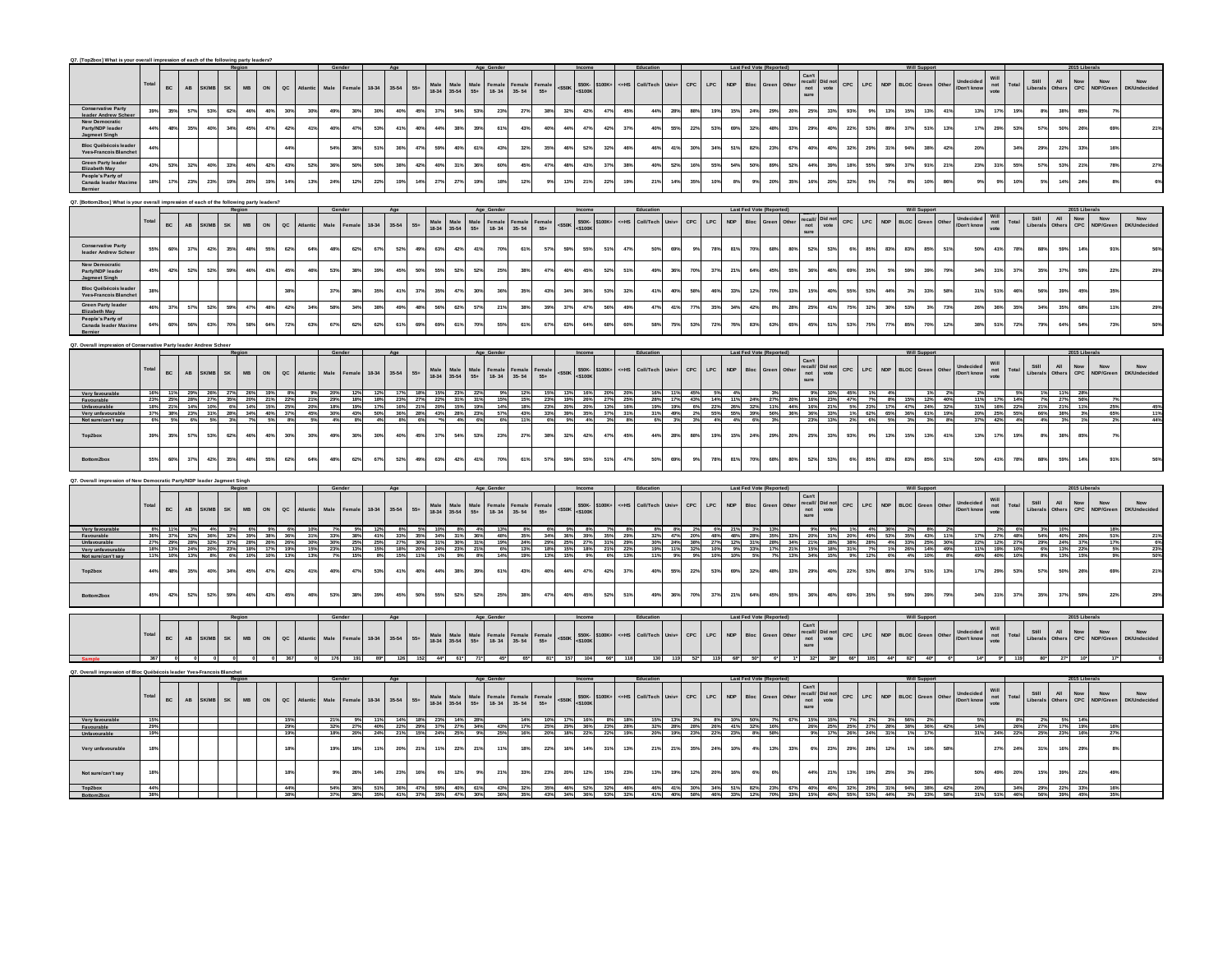## Q7. [Top2box] What is your overall impression of each of the following party leaders?

| | | Region | | | | | | | | Gender | | Age | | | Age_Gender | | | | | | Income | | | Education | | | Last Fed Vote (Reported) | | | | | | | | Will Support | | | | | | | | 2015 Liberals | | | | | |
|---|---|---|---|---|---|---|---|---|---|---|---|---|---|---|---|---|---|---|---|---|---|---|---|---|---|---|---|---|---|---|---|---|---|---|---|---|---|---|---|---|---|---|---|---|---|---|---|---|
| | Total | BC | AB | SK/MB | SK | MB | ON | QC | Atlantic | Male | Female | 18-34 | 35-54 | 55+ | Male 18-34 | Male 35-54 | Male 55+ | Female 18-34 | Female 35-54 | Female 55+ | <$50K | $50K-<$100K | $100K+ | <=HS | Coll/Tech | Univ+ | CPC | LPC | NDP | Bloc | Green | Other | Can't recall/ not sure | Did not vote | CPC | LPC | NDP | BLOC | Green | Other | Undecided /Don't know | Will not vote | Total | Still Liberals | All Others | Now CPC | Now NDP/Green | Now DK/Undecided |
| Conservative Party leader Andrew Scheer | 39% | 35% | 57% | 53% | 62% | 46% | 40% | 30% | 30% | 49% | 30% | 30% | 40% | 45% | 37% | 54% | 53% | 23% | 27% | 38% | 32% | 42% | 47% | 45% | 44% | 28% | 88% | 19% | 15% | 24% | 29% | 20% | 25% | 33% | 93% | 9% | 13% | 15% | 13% | 41% | 13% | 17% | 19% | 8% | 38% | 85% | 7% | |
| New Democratic Party/NDP leader Jagmeet Singh | 44% | 48% | 35% | 40% | 34% | 45% | 47% | 42% | 41% | 40% | 47% | 53% | 41% | 40% | 44% | 38% | 39% | 61% | 43% | 40% | 44% | 47% | 42% | 37% | 40% | 55% | 22% | 53% | 69% | 32% | 48% | 33% | 29% | 40% | 22% | 53% | 89% | 37% | 51% | 13% | 17% | 29% | 53% | 57% | 50% | 26% | 69% | 21% |
| Bloc Québécois leader Yves-Francois Blanchet | 44% | | | | | | | 44% | | 54% | 36% | 51% | 36% | 47% | 59% | 40% | 61% | 43% | 32% | 35% | 46% | 52% | 32% | 46% | 46% | 41% | 30% | 34% | 51% | 82% | 23% | 67% | 40% | 40% | 32% | 29% | 31% | 94% | 38% | 42% | 20% | | 34% | 29% | 22% | 33% | 16% | |
| Green Party leader Elizabeth May | 43% | 53% | 32% | 40% | 33% | 46% | 42% | 43% | 52% | 36% | 50% | 50% | 38% | 42% | 40% | 31% | 36% | 60% | 45% | 47% | 48% | 43% | 37% | 38% | 40% | 52% | 16% | 55% | 54% | 50% | 69% | 52% | 44% | 39% | 18% | 55% | 59% | 37% | 91% | 21% | 23% | 31% | 55% | 57% | 53% | 21% | 78% | 27% |
| People's Party of Canada leader Maxime Bernier | 18% | 17% | 23% | 23% | 19% | 26% | 19% | 14% | 13% | 24% | 12% | 22% | 19% | 14% | 27% | 27% | 19% | 18% | 12% | 9% | 13% | 21% | 22% | 19% | 21% | 14% | 35% | 10% | 8% | 9% | 20% | 35% | 16% | 20% | 32% | 5% | 7% | 8% | 10% | 86% | 9% | 9% | 10% | 5% | 14% | 24% | 8% | 6% |

## Q7. [Bottom2box] What is your overall impression of each of the following party leaders?

| | | Region | | | | | | | | Gender | | Age | | | Age_Gender | | | | | | Income | | | Education | | | Last Fed Vote (Reported) | | | | | | | | Will Support | | | | | | | | 2015 Liberals | | | | | |
|---|---|---|---|---|---|---|---|---|---|---|---|---|---|---|---|---|---|---|---|---|---|---|---|---|---|---|---|---|---|---|---|---|---|---|---|---|---|---|---|---|---|---|---|---|---|---|---|---|
| | Total | BC | AB | SK/MB | SK | MB | ON | QC | Atlantic | Male | Female | 18-34 | 35-54 | 55+ | Male 18-34 | Male 35-54 | Male 55+ | Female 18-34 | Female 35-54 | Female 55+ | <$50K | $50K-<$100K | $100K+ | <=HS | Coll/Tech | Univ+ | CPC | LPC | NDP | Bloc | Green | Other | Can't recall/ not sure | Did not vote | CPC | LPC | NDP | BLOC | Green | Other | Undecided /Don't know | Will not vote | Total | Still Liberals | All Others | Now CPC | Now NDP/Green | Now DK/Undecided |
| Conservative Party leader Andrew Scheer | 55% | 60% | 37% | 42% | 35% | 48% | 55% | 62% | 64% | 48% | 62% | 67% | 52% | 49% | 63% | 42% | 41% | 70% | 61% | 57% | 59% | 55% | 51% | 47% | 50% | 69% | 9% | 78% | 81% | 70% | 68% | 80% | 52% | 53% | 6% | 85% | 83% | 83% | 85% | 51% | 50% | 41% | 78% | 88% | 59% | 14% | 91% | 56% |
| New Democratic Party/NDP leader Jagmeet Singh | 45% | 42% | 52% | 52% | 59% | 46% | 43% | 45% | 46% | 53% | 38% | 39% | 45% | 50% | 55% | 52% | 52% | 25% | 38% | 47% | 40% | 45% | 52% | 51% | 49% | 36% | 70% | 37% | 21% | 64% | 45% | 55% | 36% | 46% | 69% | 35% | 5% | 59% | 39% | 79% | 34% | 31% | 37% | 35% | 37% | 59% | 22% | 29% |
| Bloc Québécois leader Yves-Francois Blanchet | 38% | | | | | | | 38% | | 37% | 38% | 35% | 41% | 37% | 35% | 47% | 30% | 36% | 35% | 43% | 34% | 36% | 53% | 32% | 41% | 40% | 58% | 46% | 33% | 12% | 70% | 33% | 15% | 40% | 55% | 53% | 44% | 3% | 33% | 58% | 31% | 51% | 46% | 56% | 39% | 45% | 35% | |
| Green Party leader Elizabeth May | 46% | 37% | 57% | 52% | 59% | 47% | 48% | 42% | 34% | 58% | 34% | 38% | 49% | 48% | 56% | 62% | 57% | 21% | 38% | 39% | 37% | 47% | 56% | 49% | 47% | 41% | 77% | 35% | 34% | 42% | 8% | 28% | 25% | 41% | 75% | 32% | 30% | 53% | 3% | 73% | 26% | 36% | 35% | 34% | 35% | 68% | 11% | 29% |
| People's Party of Canada leader Maxime Bernier | 64% | 60% | 56% | 63% | 70% | 58% | 64% | 72% | 63% | 67% | 62% | 62% | 61% | 69% | 69% | 61% | 70% | 55% | 61% | 67% | 63% | 64% | 68% | 60% | 58% | 75% | 53% | 72% | 76% | 83% | 63% | 65% | 45% | 51% | 53% | 75% | 77% | 85% | 70% | 12% | 38% | 53% | 72% | 79% | 64% | 54% | 73% | 50% |

## Q7. Overall impression of Conservative Party leader Andrew Scheer

| | | Region | | | | | | | | Gender | | Age | | | Age_Gender | | | | | | Income | | | Education | | | Last Fed Vote (Reported) | | | | | | | | Will Support | | | | | | | | 2015 Liberals | | | | | |
|---|---|---|---|---|---|---|---|---|---|---|---|---|---|---|---|---|---|---|---|---|---|---|---|---|---|---|---|---|---|---|---|---|---|---|---|---|---|---|---|---|---|---|---|---|---|---|---|---|
| | Total | BC | AB | SK/MB | SK | MB | ON | QC | Atlantic | Male | Female | 18-34 | 35-54 | 55+ | Male 18-34 | Male 35-54 | Male 55+ | Female 18-34 | Female 35-54 | Female 55+ | <$50K | $50K-<$100K | $100K+ | <=HS | Coll/Tech | Univ+ | CPC | LPC | NDP | Bloc | Green | Other | Can't recall/ not sure | Did not vote | CPC | LPC | NDP | BLOC | Green | Other | Undecided /Don't know | Will not vote | Total | Still Liberals | All Others | Now CPC | Now NDP/Green | Now DK/Undecided |
| Very favourable | 16% | 11% | 29% | 26% | 27% | 26% | 19% | 8% | 9% | 20% | 12% | 12% | 17% | 18% | 15% | 23% | 22% | 9% | 12% | 15% | 13% | 16% | 20% | 20% | 16% | 11% | 45% | 5% | 4% | | | 3% | 9% | 10% | 45% | 1% | 4% | | 1% | 2% | | 2% | 5% | 1% | 11% | 28% | | |
| Favourable | 23% | 25% | 28% | 27% | 35% | 20% | 21% | 22% | 21% | 29% | 18% | 18% | 23% | 27% | 22% | 31% | 31% | 15% | 15% | 23% | 19% | 26% | 27% | 25% | 28% | 17% | 43% | 14% | 11% | 24% | 27% | 20% | 16% | 23% | 47% | 7% | 8% | 15% | 12% | 40% | 11% | 17% | 14% | 7% | 27% | 56% | 7% | |
| Unfavourable | 18% | 21% | 14% | 10% | 6% | 14% | 15% | 25% | 20% | 18% | 19% | 17% | 16% | 21% | 20% | 15% | 19% | 14% | 18% | 23% | 20% | 20% | 13% | 16% | 19% | 19% | 6% | 22% | 26% | 32% | 11% | 44% | 16% | 21% | 5% | 23% | 17% | 47% | 24% | 32% | 31% | 16% | 22% | 21% | 21% | 11% | 25% | 45% |
| Very unfavourable | 37% | 38% | 23% | 31% | 28% | 34% | 40% | 37% | 45% | 30% | 43% | 50% | 36% | 28% | 43% | 28% | 23% | 57% | 43% | 33% | 39% | 35% | 37% | 31% | 31% | 49% | 2% | 55% | 55% | 39% | 56% | 36% | 36% | 33% | 1% | 62% | 65% | 36% | 61% | 19% | 20% | 25% | 55% | 66% | 38% | 3% | 65% | 11% |
| Not sure/can't say | 6% | 5% | 6% | 5% | 3% | 7% | 5% | 8% | 5% | 4% | 8% | 4% | 8% | 6% | *% | 4% | 6% | 6% | 11% | 6% | 9% | 4% | 3% | 8% | 6% | 3% | 3% | 4% | 4% | 6% | 3% | | 23% | 13% | 2% | 6% | 5% | 3% | 3% | 8% | 37% | 42% | 4% | 4% | 3% | 1% | 2% | 44% |
| Top2box | 39% | 35% | 57% | 53% | 62% | 46% | 40% | 30% | 30% | 49% | 30% | 30% | 40% | 45% | 37% | 54% | 53% | 23% | 27% | 38% | 32% | 42% | 47% | 45% | 44% | 28% | 88% | 19% | 15% | 24% | 29% | 20% | 25% | 33% | 93% | 9% | 13% | 15% | 13% | 41% | 13% | 17% | 19% | 8% | 38% | 85% | 7% | |
| Bottom2box | 55% | 60% | 37% | 42% | 35% | 48% | 55% | 62% | 64% | 48% | 62% | 67% | 52% | 49% | 63% | 42% | 41% | 70% | 61% | 57% | 59% | 55% | 51% | 47% | 50% | 69% | 9% | 78% | 81% | 70% | 68% | 80% | 52% | 53% | 6% | 85% | 83% | 83% | 85% | 51% | 50% | 41% | 78% | 88% | 59% | 14% | 91% | 56% |

## Q7. Overall impression of New Democratic Party/NDP leader Jagmeet Singh

| | | Region | | | | | | | | Gender | | Age | | | Age_Gender | | | | | | Income | | | Education | | | Last Fed Vote (Reported) | | | | | | | | Will Support | | | | | | | | 2015 Liberals | | | | | |
|---|---|---|---|---|---|---|---|---|---|---|---|---|---|---|---|---|---|---|---|---|---|---|---|---|---|---|---|---|---|---|---|---|---|---|---|---|---|---|---|---|---|---|---|---|---|---|---|---|
| | Total | BC | AB | SK/MB | SK | MB | ON | QC | Atlantic | Male | Female | 18-34 | 35-54 | 55+ | Male 18-34 | Male 35-54 | Male 55+ | Female 18-34 | Female 35-54 | Female 55+ | <$50K | $50K-<$100K | $100K+ | <=HS | Coll/Tech | Univ+ | CPC | LPC | NDP | Bloc | Green | Other | Can't recall/ not sure | Did not vote | CPC | LPC | NDP | BLOC | Green | Other | Undecided /Don't know | Will not vote | Total | Still Liberals | All Others | Now CPC | Now NDP/Green | Now DK/Undecided |
| Very favourable | 8% | 11% | 3% | 4% | 3% | 6% | 9% | 6% | 10% | 7% | 9% | 12% | 8% | 5% | 10% | 8% | 4% | 13% | 8% | 6% | 9% | 8% | 7% | 8% | 8% | 8% | 2% | 6% | 21% | 3% | 13% | | 9% | 9% | 1% | 4% | 36% | 2% | 8% | 2% | | 2% | 6% | 3% | 10% | | 18% | |
| Favourable | 36% | 37% | 32% | 36% | 32% | 39% | 38% | 36% | 31% | 33% | 38% | 41% | 33% | 35% | 34% | 31% | 36% | 48% | 35% | 34% | 36% | 39% | 35% | 29% | 32% | 47% | 20% | 48% | 48% | 28% | 35% | 33% | 20% | 31% | 20% | 49% | 53% | 35% | 43% | 11% | 17% | 27% | 48% | 54% | 40% | 26% | 51% | 21% |
| Unfavourable | 27% | 29% | 28% | 32% | 37% | 28% | 26% | 26% | 30% | 30% | 25% | 25% | 27% | 30% | 31% | 30% | 31% | 19% | 24% | 29% | 25% | 27% | 31% | 29% | 30% | 24% | 38% | 27% | 12% | 31% | 28% | 34% | 21% | 28% | 38% | 28% | 4% | 33% | 25% | 30% | 22% | 12% | 27% | 29% | 24% | 37% | 17% | 6% |
| Very unfavourable | 18% | 13% | 24% | 20% | 23% | 18% | 17% | 19% | 15% | 23% | 13% | 15% | 18% | 20% | 24% | 23% | 21% | 6% | 13% | 18% | 15% | 18% | 21% | 22% | 19% | 11% | 32% | 10% | 9% | 33% | 17% | 21% | 15% | 18% | 31% | 7% | 1% | 26% | 14% | 49% | 11% | 19% | 10% | 6% | 13% | 22% | 5% | 23% |
| Not sure/can't say | 11% | 10% | 13% | 8% | 6% | 10% | 10% | 13% | 13% | 7% | 15% | 8% | 15% | 11% | 1% | 9% | 8% | 14% | 19% | 13% | 15% | 9% | 6% | 13% | 11% | 9% | 9% | 10% | 10% | 5% | 7% | 13% | 34% | 15% | 9% | 12% | 6% | 4% | 10% | 8% | 49% | 40% | 10% | 8% | 13% | 15% | 9% | 50% |
| Top2box | 44% | 48% | 35% | 40% | 34% | 45% | 47% | 42% | 41% | 40% | 47% | 53% | 41% | 40% | 44% | 38% | 39% | 61% | 43% | 40% | 44% | 47% | 42% | 37% | 40% | 55% | 22% | 53% | 69% | 32% | 48% | 33% | 29% | 40% | 22% | 53% | 89% | 37% | 51% | 13% | 17% | 29% | 53% | 57% | 50% | 26% | 69% | 21% |
| Bottom2box | 45% | 42% | 52% | 52% | 59% | 46% | 43% | 45% | 46% | 53% | 38% | 39% | 45% | 50% | 55% | 52% | 52% | 25% | 38% | 47% | 40% | 45% | 52% | 51% | 49% | 36% | 70% | 37% | 21% | 64% | 45% | 55% | 36% | 46% | 69% | 35% | 5% | 59% | 39% | 79% | 34% | 31% | 37% | 35% | 37% | 59% | 22% | 29% |

| | | Region | | | | | | | | Gender | | Age | | | Age_Gender | | | | | | Income | | | Education | | | Last Fed Vote (Reported) | | | | | | | | Will Support | | | | | | | | 2015 Liberals | | | | | |
|---|---|---|---|---|---|---|---|---|---|---|---|---|---|---|---|---|---|---|---|---|---|---|---|---|---|---|---|---|---|---|---|---|---|---|---|---|---|---|---|---|---|---|---|---|---|---|---|---|
| | Total | BC | AB | SK/MB | SK | MB | ON | QC | Atlantic | Male | Female | 18-34 | 35-54 | 55+ | Male 18-34 | Male 35-54 | Male 55+ | Female 18-34 | Female 35-54 | Female 55+ | <$50K | $50K-<$100K | $100K+ | <=HS | Coll/Tech | Univ+ | CPC | LPC | NDP | Bloc | Green | Other | Can't recall/ not sure | Did not vote | CPC | LPC | NDP | BLOC | Green | Other | Undecided /Don't know | Will not vote | Total | Still Liberals | All Others | Now CPC | Now NDP/Green | Now DK/Undecided |
| Sample | 367 | 0 | 0 | 0 | 0 | 0 | 0 | 367 | 0 | 176 | 191 | 89* | 126 | 152 | 44* | 61* | 71* | 45* | 65* | 81* | 157 | 104 | 66* | 118 | 130 | 119 | 52* | 119 | 68* | 50* | 6* | 1* | 32* | 38* | 66* | 105 | 44* | 82* | 40* | 6* | 14* | 9* | 119 | 80* | 27* | 10* | 17* | 0 |

## Q7. Overall impression of Bloc Québécois leader Yves-Francois Blanchet

| | | Region | | | | | | | | Gender | | Age | | | Age_Gender | | | | | | Income | | | Education | | | Last Fed Vote (Reported) | | | | | | | | Will Support | | | | | | | | 2015 Liberals | | | | | |
|---|---|---|---|---|---|---|---|---|---|---|---|---|---|---|---|---|---|---|---|---|---|---|---|---|---|---|---|---|---|---|---|---|---|---|---|---|---|---|---|---|---|---|---|---|---|---|---|---|
| | Total | BC | AB | SK/MB | SK | MB | ON | QC | Atlantic | Male | Female | 18-34 | 35-54 | 55+ | Male 18-34 | Male 35-54 | Male 55+ | Female 18-34 | Female 35-54 | Female 55+ | <$50K | $50K-<$100K | $100K+ | <=HS | Coll/Tech | Univ+ | CPC | LPC | NDP | Bloc | Green | Other | Can't recall/ not sure | Did not vote | CPC | LPC | NDP | BLOC | Green | Other | Undecided /Don't know | Will not vote | Total | Still Liberals | All Others | Now CPC | Now NDP/Green | Now DK/Undecided |
| Very favourable | 15% | | | | | | | 15% | | 21% | 9% | 11% | 14% | 18% | 23% | 14% | 28% | | 14% | 10% | 17% | 18% | 8% | 18% | 15% | 13% | 3% | 8% | 10% | 50% | 7% | 67% | 15% | 15% | 7% | 2% | 3% | 56% | 2% | | 5% | | 8% | 2% | 5% | 14% | | |
| Favourable | 29% | | | | | | | 29% | | 32% | 27% | 40% | 22% | 29% | 37% | 27% | 34% | 43% | 17% | 25% | 29% | 36% | 23% | 28% | 32% | 28% | 28% | 26% | 41% | 32% | 16% | | 26% | 25% | 25% | 27% | 28% | 38% | 36% | 42% | 14% | | 26% | 27% | 17% | 19% | 16% | |
| Unfavourable | 19% | | | | | | | 19% | | 18% | 20% | 24% | 21% | 15% | 24% | 25% | 9% | 25% | 16% | 20% | 18% | 22% | 22% | 19% | 20% | 19% | 23% | 22% | 23% | 8% | 58% | | 9% | 17% | 26% | 24% | 31% | 1% | 17% | | 31% | 24% | 22% | 25% | 23% | 16% | 27% | |
| Very unfavourable | 18% | | | | | | | 18% | | 19% | 18% | 11% | 20% | 21% | 11% | 22% | 21% | 11% | 18% | 22% | 16% | 14% | 31% | 13% | 21% | 21% | 35% | 24% | 10% | 4% | 13% | 33% | 6% | 23% | 29% | 28% | 12% | 1% | 16% | 58% | | 27% | 24% | 31% | 16% | 29% | 8% | |
| Not sure/can't say | 18% | | | | | | | 18% | | 9% | 26% | 14% | 23% | 16% | 6% | 12% | 9% | 21% | 33% | 23% | 20% | 12% | 15% | 23% | 13% | 19% | 12% | 20% | 16% | 6% | 6% | | 44% | 21% | 13% | 19% | 25% | 3% | 29% | | 50% | 49% | 20% | 15% | 39% | 22% | 49% | |
| Top2box | 44% | | | | | | | 44% | | 54% | 36% | 51% | 36% | 47% | 59% | 40% | 61% | 43% | 32% | 35% | 46% | 52% | 32% | 46% | 46% | 41% | 30% | 34% | 51% | 82% | 23% | 67% | 40% | 40% | 32% | 29% | 31% | 94% | 38% | 42% | 20% | | 34% | 29% | 22% | 33% | 16% | |
| Bottom2box | 38% | | | | | | | 38% | | 37% | 38% | 35% | 41% | 37% | 35% | 47% | 30% | 36% | 35% | 43% | 34% | 36% | 53% | 32% | 41% | 40% | 58% | 46% | 33% | 12% | 70% | 33% | 15% | 40% | 55% | 53% | 44% | 3% | 33% | 58% | 31% | 51% | 46% | 56% | 39% | 45% | 35% | |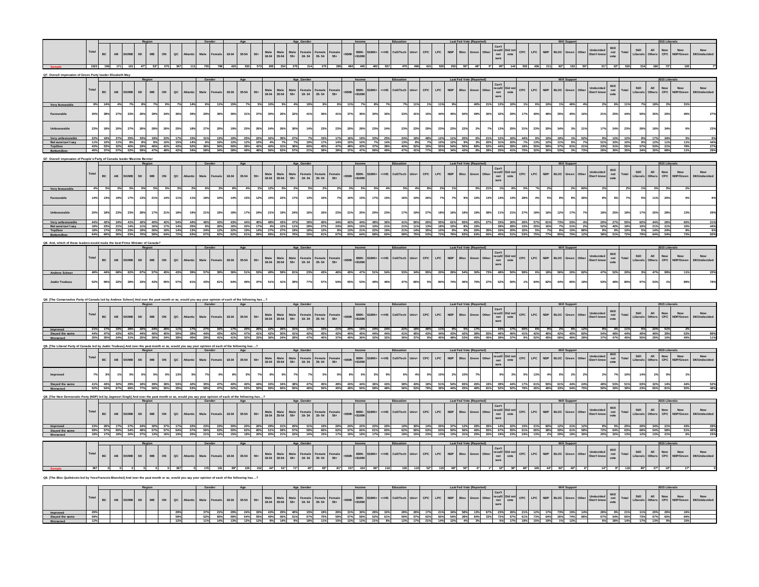| | Total | Region | | | | | | | | Gender | | Age | | | Age_Gender | | | | | | Income | | | Education | | | Last Fed Vote (Reported) | | | | | | | | Will Support | | | | | | | | 2015 Liberals | | | | | |
|---|---|---|---|---|---|---|---|---|---|---|---|---|---|---|---|---|---|---|---|---|---|---|---|---|---|---|---|---|---|---|---|---|---|---|---|---|---|---|---|---|---|---|---|---|---|---|---|---|
| | Total | BC | AB | SK/MB | SK | MB | ON | QC | Atlantic | Male | Female | 18-34 | 35-54 | 55+ | Male 18-34 | Male 35-54 | Male 55+ | Female 18-34 | Female 35-54 | Female 55+ | <$50K | $50K-<$100K | $100K+ | <=HS | Coll/Tech | Univ+ | CPC | LPC | NDP | Bloc | Green | Other | Can't recall/ not sure | Did not vote | CPC | LPC | NDP | BLOC | Green | Other | Undecided /Don't know | Will not vote | Total | Still Liberals | All Others | Now CPC | Now NDP/Green | Now DK/Undecided |
| Sample | 1523 | 199 | 171 | 101 | 47* | 53* | 575 | 367 | 111 | 735 | 788 | 420 | 530 | 573 | 206 | 254 | 275 | 214 | 275 | 298 | 484 | 445 | 402 | 557 | 470 | 496 | 415 | 520 | 250 | 50* | 48* | 5* | 90* | 144 | 503 | 436 | 211 | 82* | 152 | 55* | 51* | 32* | 520 | 314 | 180 | 72* | 100 | 7* |

Q7. Overall impression of Green Party leader Elizabeth May

| | Total | BC | AB | SK/MB | SK | MB | ON | QC | Atlantic | Male | Female | 18-34 | 35-54 | 55+ | Male 18-34 | Male 35-54 | Male 55+ | Female 18-34 | Female 35-54 | Female 55+ | <$50K | $50K-<$100K | $100K+ | <=HS | Coll/Tech | Univ+ | CPC | LPC | NDP | Bloc | Green | Other | Can't recall/ not sure | Did not vote | CPC | LPC | NDP | BLOC | Green | Other | Undecided /Don't know | Will not vote | Total | Still Liberals | All Others | Now CPC | Now NDP/Green | Now DK/Undecided |
|---|---|---|---|---|---|---|---|---|---|---|---|---|---|---|---|---|---|---|---|---|---|---|---|---|---|---|---|---|---|---|---|---|---|---|---|---|---|---|---|---|---|---|---|---|---|---|---|---|
| Very favourable | 8% | 14% | 4% | 7% | 8% | 7% | 8% | 7% | 14% | 6% | 11% | 15% | 7% | 5% | 10% | 5% | 4% | 19% | 9% | 6% | 11% | 7% | 8% | 7% | 7% | 11% | 1% | 11% | 9% | | 40% | 21% | 12% | 10% | 1% | 6% | 10% | 1% | 46% | 4% | 2% | 6% | 11% | 7% | 18% | 2% | 31% | |
| Favourable | 35% | 38% | 27% | 33% | 26% | 39% | 34% | 36% | 39% | 29% | 39% | 36% | 31% | 37% | 30% | 26% | 32% | 41% | 36% | 41% | 37% | 36% | 30% | 30% | 33% | 41% | 15% | 44% | 45% | 50% | 49% | 30% | 32% | 29% | 17% | 49% | 48% | 35% | 45% | 16% | 21% | 25% | 44% | 50% | 35% | 20% | 46% | 27% |
| Unfavourable | 23% | 18% | 20% | 27% | 26% | 28% | 26% | 25% | 18% | 27% | 20% | 19% | 25% | 26% | 24% | 26% | 30% | 14% | 23% | 23% | 20% | 28% | 23% | 24% | 23% | 23% | 29% | 23% | 23% | 22% | 2% | 7% | 13% | 25% | 31% | 23% | 20% | 34% | 3% | 21% | 17% | 24% | 23% | 26% | 18% | 34% | 6% | 23% |
| Very unfavourable | 22% | 19% | 37% | 25% | 33% | 19% | 23% | 17% | 15% | 31% | 13% | 19% | 25% | 22% | 32% | 36% | 27% | 7% | 15% | 17% | 16% | 19% | 33% | 25% | 24% | 18% | 48% | 12% | 11% | 20% | 6% | 21% | 12% | 16% | 44% | 9% | 10% | 19% | 1% | 52% | 9% | 12% | 12% | 8% | 17% | 34% | 5% | 6% |
| Not sure/can't say | 11% | 10% | 11% | 8% | 8% | 8% | 10% | 15% | 14% | 6% | 16% | 12% | 12% | 10% | 4% | 7% | 7% | 19% | 17% | 14% | 15% | 10% | 7% | 14% | 13% | 8% | 7% | 10% | 12% | 9% | 3% | 20% | 31% | 20% | 7% | 13% | 12% | 11% | 5% | 7% | 51% | 33% | 10% | 9% | 12% | 11% | 13% | 44% |
| Top2box | 43% | 53% | 32% | 40% | 33% | 46% | 42% | 43% | 52% | 36% | 50% | 50% | 38% | 42% | 40% | 31% | 36% | 60% | 45% | 47% | 48% | 43% | 37% | 38% | 40% | 52% | 16% | 55% | 54% | 50% | 89% | 52% | 44% | 39% | 18% | 55% | 59% | 37% | 91% | 21% | 23% | 31% | 55% | 57% | 53% | 23% | 78% | 27% |
| Bottom2box | 46% | 37% | 57% | 52% | 59% | 47% | 48% | 42% | 34% | 58% | 34% | 38% | 49% | 48% | 56% | 62% | 57% | 21% | 38% | 39% | 37% | 47% | 56% | 49% | 47% | 41% | 77% | 35% | 34% | 42% | 8% | 28% | 25% | 41% | 75% | 32% | 30% | 53% | 3% | 73% | 26% | 36% | 35% | 34% | 35% | 68% | 11% | 29% |

Q7. Overall impression of People's Party of Canada leader Maxime Bernier

| | Total | BC | AB | SK/MB | SK | MB | ON | QC | Atlantic | Male | Female | 18-34 | 35-54 | 55+ | Male 18-34 | Male 35-54 | Male 55+ | Female 18-34 | Female 35-54 | Female 55+ | <$50K | $50K-<$100K | $100K+ | <=HS | Coll/Tech | Univ+ | CPC | LPC | NDP | Bloc | Green | Other | Can't recall/ not sure | Did not vote | CPC | LPC | NDP | BLOC | Green | Other | Undecided /Don't know | Will not vote | Total | Still Liberals | All Others | Now CPC | Now NDP/Green | Now DK/Undecided |
|---|---|---|---|---|---|---|---|---|---|---|---|---|---|---|---|---|---|---|---|---|---|---|---|---|---|---|---|---|---|---|---|---|---|---|---|---|---|---|---|---|---|---|---|---|---|---|---|---|
| Very favourable | 4% | 5% | 3% | 5% | 5% | 5% | 5% | 3% | 2% | 6% | 3% | 8% | 4% | 2% | 12% | 5% | 2% | 5% | 2% | 2% | 3% | 5% | 5% | 4% | 5% | 4% | 8% | 2% | 1% | | 5% | 21% | 1% | 8% | 5% | *% | 2% | | 2% | 60% | 2% | | 2% | 1% | 3% | 5% | 2% | |
| Favourable | 14% | 13% | 19% | 17% | 13% | 21% | 14% | 11% | 11% | 18% | 10% | 14% | 15% | 12% | 15% | 22% | 17% | 13% | 10% | 7% | 10% | 15% | 17% | 15% | 16% | 10% | 26% | 7% | 7% | 9% | 15% | 13% | 14% | 13% | 28% | 4% | 5% | 8% | 8% | 26% | 8% | 9% | 7% | 5% | 11% | 20% | 6% | 6% |
| Unfavourable | 20% | 18% | 23% | 23% | 28% | 17% | 21% | 18% | 19% | 21% | 19% | 18% | 17% | 24% | 21% | 19% | 24% | 16% | 16% | 23% | 21% | 20% | 20% | 23% | 17% | 19% | 27% | 18% | 16% | 18% | 19% | 38% | 11% | 21% | 27% | 18% | 16% | 12% | 17% | 7% | 18% | 25% | 18% | 17% | 20% | 28% | 13% | 29% |
| Very unfavourable | 44% | 42% | 34% | 41% | 42% | 40% | 42% | 54% | 44% | 46% | 43% | 43% | 44% | 45% | 48% | 43% | 47% | 39% | 45% | 44% | 42% | 44% | 48% | 36% | 41% | 56% | 26% | 55% | 61% | 65% | 45% | 27% | 33% | 30% | 26% | 57% | 61% | 73% | 53% | 4% | 20% | 27% | 55% | 62% | 44% | 26% | 60% | 21% |
| Not sure/can't say | 18% | 23% | 21% | 14% | 11% | 16% | 17% | 14% | 25% | 9% | 26% | 16% | 20% | 17% | 4% | 12% | 11% | 28% | 27% | 24% | 24% | 15% | 10% | 21% | 21% | 11% | 13% | 18% | 15% | 8% | 16% | | 39% | 28% | 15% | 20% | 16% | 7% | 21% | 2% | 52% | 40% | 18% | 16% | 21% | 21% | 19% | 44% |
| Top2box | 18% | 17% | 23% | 23% | 19% | 26% | 19% | 14% | 13% | 24% | 12% | 22% | 19% | 14% | 27% | 27% | 19% | 18% | 12% | 9% | 13% | 21% | 22% | 19% | 21% | 14% | 35% | 10% | 8% | 9% | 20% | 35% | 16% | 20% | 32% | 5% | 7% | 8% | 10% | 86% | 9% | 9% | 10% | 5% | 14% | 24% | 8% | 6% |
| Bottom2box | 64% | 60% | 56% | 63% | 70% | 56% | 64% | 72% | 63% | 67% | 62% | 62% | 61% | 69% | 69% | 61% | 70% | 55% | 61% | 67% | 63% | 64% | 68% | 60% | 58% | 75% | 53% | 72% | 76% | 83% | 63% | 65% | 45% | 51% | 53% | 75% | 77% | 85% | 70% | 12% | 38% | 51% | 72% | 79% | 64% | 54% | 73% | 50% |

Q8. And, which of these leaders would make the best Prime Minister of Canada?

| | Total | BC | AB | SK/MB | SK | MB | ON | QC | Atlantic | Male | Female | 18-34 | 35-54 | 55+ | Male 18-34 | Male 35-54 | Male 55+ | Female 18-34 | Female 35-54 | Female 55+ | <$50K | $50K-<$100K | $100K+ | <=HS | Coll/Tech | Univ+ | CPC | LPC | NDP | Bloc | Green | Other | Can't recall/ not sure | Did not vote | CPC | LPC | NDP | BLOC | Green | Other | Undecided /Don't know | Will not vote | Total | Still Liberals | All Others | Now CPC | Now NDP/Green | Now DK/Undecided |
|---|---|---|---|---|---|---|---|---|---|---|---|---|---|---|---|---|---|---|---|---|---|---|---|---|---|---|---|---|---|---|---|---|---|---|---|---|---|---|---|---|---|---|---|---|---|---|---|---|
| Andrew Scheer | 48% | 44% | 68% | 62% | 67% | 57% | 45% | 43% | 39% | 57% | 39% | 36% | 51% | 53% | 49% | 59% | 61% | 23% | 43% | 46% | 45% | 47% | 51% | 54% | 53% | 34% | 95% | 20% | 26% | 54% | 30% | 73% | 48% | 50% | 99% | 6% | 18% | 56% | 20% | 82% | 47% | 52% | 20% | 3% | 47% | 99% | 11% | 22% |
| Justin Trudeau | 52% | 56% | 32% | 38% | 33% | 43% | 55% | 57% | 61% | 43% | 61% | 64% | 49% | 47% | 51% | 41% | 39% | 77% | 57% | 54% | 55% | 53% | 49% | 46% | 47% | 66% | 5% | 80% | 74% | 46% | 70% | 27% | 52% | 50% | 1% | 94% | 82% | 44% | 80% | 18% | 53% | 48% | 80% | 97% | 53% | 1% | 89% | 78% |

Q9. [The Conservative Party of Canada led by Andrew Scheer] And over the past month or so, would you say your opinion of each of the following has ...?

| | Total | BC | AB | SK/MB | SK | MB | ON | QC | Atlantic | Male | Female | 18-34 | 35-54 | 55+ | Male 18-34 | Male 35-54 | Male 55+ | Female 18-34 | Female 35-54 | Female 55+ | <$50K | $50K-<$100K | $100K+ | <=HS | Coll/Tech | Univ+ | CPC | LPC | NDP | Bloc | Green | Other | Can't recall/ not sure | Did not vote | CPC | LPC | NDP | BLOC | Green | Other | Undecided /Don't know | Will not vote | Total | Still Liberals | All Others | Now CPC | Now NDP/Green | Now DK/Undecided |
|---|---|---|---|---|---|---|---|---|---|---|---|---|---|---|---|---|---|---|---|---|---|---|---|---|---|---|---|---|---|---|---|---|---|---|---|---|---|---|---|---|---|---|---|---|---|---|---|---|
| Improved | 21% | 17% | 33% | 28% | 32% | 24% | 20% | 11% | 17% | 27% | 16% | 17% | 20% | 26% | 22% | 26% | 31% | 11% | 15% | 21% | 20% | 19% | 24% | 24% | 22% | 18% | 48% | 11% | 9% | 5% | 17% | | 15% | 17% | 50% | 6% | 9% | 2% | 9% | 12% | 9% | 4% | 11% | 5% | 22% | 51% | 2% | |
| Stayed the same | 44% | 47% | 43% | 42% | 44% | 40% | 40% | 50% | 38% | 44% | 43% | 42% | 47% | 41% | 42% | 50% | 41% | 42% | 45% | 42% | 40% | 45% | 44% | 44% | 41% | 45% | 43% | 44% | 43% | 42% | 38% | 55% | 46% | 46% | 41% | 42% | 45% | 42% | 45% | 60% | 54% | 48% | 44% | 40% | 49% | 39% | 53% | 89% |
| Worsened | 35% | 35% | 24% | 31% | 25% | 36% | 34% | 39% | 45% | 29% | 41% | 41% | 32% | 33% | 36% | 24% | 28% | 47% | 40% | 37% | 40% | 36% | 32% | 32% | 36% | 37% | 9% | 45% | 48% | 53% | 45% | 45% | 39% | 37% | 9% | 52% | 45% | 56% | 46% | 28% | 37% | 47% | 45% | 55% | 29% | 10% | 45% | 11% |

Q9. [The Liberal Party of Canada led by Justin Trudeau] And over the past month or so, would you say your opinion of each of the following has ...?

| | Total | BC | AB | SK/MB | SK | MB | ON | QC | Atlantic | Male | Female | 18-34 | 35-54 | 55+ | Male 18-34 | Male 35-54 | Male 55+ | Female 18-34 | Female 35-54 | Female 55+ | <$50K | $50K-<$100K | $100K+ | <=HS | Coll/Tech | Univ+ | CPC | LPC | NDP | Bloc | Green | Other | Can't recall/ not sure | Did not vote | CPC | LPC | NDP | BLOC | Green | Other | Undecided /Don't know | Will not vote | Total | Still Liberals | All Others | Now CPC | Now NDP/Green | Now DK/Undecided |
|---|---|---|---|---|---|---|---|---|---|---|---|---|---|---|---|---|---|---|---|---|---|---|---|---|---|---|---|---|---|---|---|---|---|---|---|---|---|---|---|---|---|---|---|---|---|---|---|---|
| Improved | 7% | 3% | 1% | 5% | 5% | 5% | 6% | 13% | 5% | 7% | 6% | 8% | 5% | 7% | 8% | 5% | 7% | 7% | 5% | 6% | 8% | 6% | 5% | 9% | 6% | 4% | 5% | 10% | 2% | 10% | 7% | | 9% | 3% | 5% | 13% | 4% | 6% | 2% | 2% | 2% | 7% | 10% | 14% | 2% | 5% | 1% | |
| Stayed the same | 41% | 43% | 32% | 29% | 18% | 39% | 38% | 53% | 42% | 35% | 47% | 40% | 40% | 44% | 33% | 34% | 38% | 47% | 45% | 49% | 43% | 44% | 36% | 43% | 38% | 43% | 18% | 51% | 54% | 65% | 45% | 19% | 39% | 44% | 17% | 61% | 50% | 61% | 44% | 24% | 48% | 53% | 51% | 63% | 32% | 14% | 44% | 52% |
| Worsened | 52% | 54% | 67% | 66% | 77% | 56% | 56% | 35% | 53% | 58% | 47% | 52% | 55% | 50% | 59% | 60% | 55% | 46% | 50% | 45% | 49% | 50% | 58% | 48% | 56% | 53% | 78% | 39% | 44% | 25% | 48% | 81% | 52% | 52% | 78% | 26% | 46% | 33% | 54% | 75% | 50% | 39% | 39% | 23% | 65% | 81% | 55% | 48% |

Q9. [The New Democratic Party (NDP) led by Jagmeet Singh] And over the past month or so, would you say your opinion of each of the following has ...?

| | Total | BC | AB | SK/MB | SK | MB | ON | QC | Atlantic | Male | Female | 18-34 | 35-54 | 55+ | Male 18-34 | Male 35-54 | Male 55+ | Female 18-34 | Female 35-54 | Female 55+ | <$50K | $50K-<$100K | $100K+ | <=HS | Coll/Tech | Univ+ | CPC | LPC | NDP | Bloc | Green | Other | Can't recall/ not sure | Did not vote | CPC | LPC | NDP | BLOC | Green | Other | Undecided /Don't know | Will not vote | Total | Still Liberals | All Others | Now CPC | Now NDP/Green | Now DK/Undecided |
|---|---|---|---|---|---|---|---|---|---|---|---|---|---|---|---|---|---|---|---|---|---|---|---|---|---|---|---|---|---|---|---|---|---|---|---|---|---|---|---|---|---|---|---|---|---|---|---|---|
| Improved | 23% | 26% | 17% | 27% | 24% | 30% | 27% | 17% | 22% | 23% | 23% | 30% | 20% | 20% | 29% | 21% | 20% | 31% | 19% | 20% | 24% | 22% | 22% | 20% | 19% | 30% | 14% | 25% | 37% | 12% | 29% | 26% | 14% | 22% | 15% | 21% | 60% | 12% | 23% | 12% | 8% | 5% | 25% | 20% | 34% | 21% | 43% | 29% |
| Stayed the same | 59% | 57% | 65% | 54% | 49% | 57% | 57% | 64% | 57% | 56% | 63% | 55% | 62% | 60% | 51% | 58% | 57% | 59% | 66% | 62% | 57% | 60% | 61% | 60% | 62% | 56% | 63% | 63% | 50% | 56% | 46% | 55% | 67% | 55% | 61% | 66% | 38% | 59% | 61% | 58% | 72% | 64% | 63% | 68% | 54% | 58% | 51% | 48% |
| Worsened | 18% | 17% | 18% | 20% | 27% | 13% | 16% | 19% | 20% | 21% | 14% | 15% | 18% | 20% | 20% | 21% | 22% | 10% | 15% | 17% | 19% | 18% | 17% | 19% | 19% | 15% | 23% | 13% | 13% | 31% | 25% | 20% | 19% | 23% | 24% | 13% | 2% | 29% | 19% | 30% | 20% | 32% | 13% | 12% | 13% | 21% | 6% | 23% |

| | Total | BC | AB | SK/MB | SK | MB | ON | QC | Atlantic | Male | Female | 18-34 | 35-54 | 55+ | Male 18-34 | Male 35-54 | Male 55+ | Female 18-34 | Female 35-54 | Female 55+ | <$50K | $50K-<$100K | $100K+ | <=HS | Coll/Tech | Univ+ | CPC | LPC | NDP | Bloc | Green | Other | Can't recall/ not sure | Did not vote | CPC | LPC | NDP | BLOC | Green | Other | Undecided /Don't know | Will not vote | Total | Still Liberals | All Others | Now CPC | Now NDP/Green | Now DK/Undecided |
|---|---|---|---|---|---|---|---|---|---|---|---|---|---|---|---|---|---|---|---|---|---|---|---|---|---|---|---|---|---|---|---|---|---|---|---|---|---|---|---|---|---|---|---|---|---|---|---|---|
| Sample | 367 | 0 | 0 | 0 | 0 | 0 | 0 | 367 | 0 | 176 | 191 | 89* | 126 | 152 | 44* | 61* | 71* | 45* | 65* | 81* | 157 | 104 | 66* | 118 | 130 | 119 | 52* | 119 | 68* | 50* | 6* | 1* | 32* | 38* | 66* | 105 | 44* | 82* | 40* | 6* | 14* | 9* | 119 | 80* | 27* | 10* | 17* | 0 |

Q9. [The Bloc Québécois led by Yves-Francois Blanchet] And over the past month or so, would you say your opinion of each of the following has ...?

| | Total | BC | AB | SK/MB | SK | MB | ON | QC | Atlantic | Male | Female | 18-34 | 35-54 | 55+ | Male 18-34 | Male 35-54 | Male 55+ | Female 18-34 | Female 35-54 | Female 55+ | <$50K | $50K-<$100K | $100K+ | <=HS | Coll/Tech | Univ+ | CPC | LPC | NDP | Bloc | Green | Other | Can't recall/ not sure | Did not vote | CPC | LPC | NDP | BLOC | Green | Other | Undecided /Don't know | Will not vote | Total | Still Liberals | All Others | Now CPC | Now NDP/Green | Now DK/Undecided |
|---|---|---|---|---|---|---|---|---|---|---|---|---|---|---|---|---|---|---|---|---|---|---|---|---|---|---|---|---|---|---|---|---|---|---|---|---|---|---|---|---|---|---|---|---|---|---|---|---|
| Improved | 29% | | | | | | | 29% | | 37% | 21% | 29% | 24% | 33% | 43% | 29% | 40% | 15% | 19% | 26% | 31% | 30% | 26% | 32% | 28% | 26% | 17% | 21% | 34% | 58% | 13% | 67% | 23% | 26% | 21% | 12% | 17% | 73% | 15% | 14% | 26% | 8% | 21% | 11% | 20% | 26% | 16% | |
| Stayed the same | 59% | | | | | | | 59% | | 52% | 65% | 58% | 64% | 55% | 49% | 56% | 51% | 67% | 70% | 59% | 57% | 58% | 52% | 61% | 59% | 57% | 62% | 65% | 54% | 38% | 84% | 33% | 72% | 57% | 61% | 73% | 64% | 26% | 74% | 86% | 67% | 54% | 65% | 73% | 67% | 69% | 69% | |
| Worsened | 12% | | | | | | | 12% | | 11% | 14% | 13% | 12% | 12% | 8% | 14% | 9% | 18% | 11% | 15% | 12% | 12% | 21% | 8% | 12% | 17% | 21% | 14% | 12% | 4% | 3% | | 5% | 17% | 18% | 15% | 19% | 1% | 12% | | 6% | 38% | 14% | 17% | 13% | 9% | 15% | |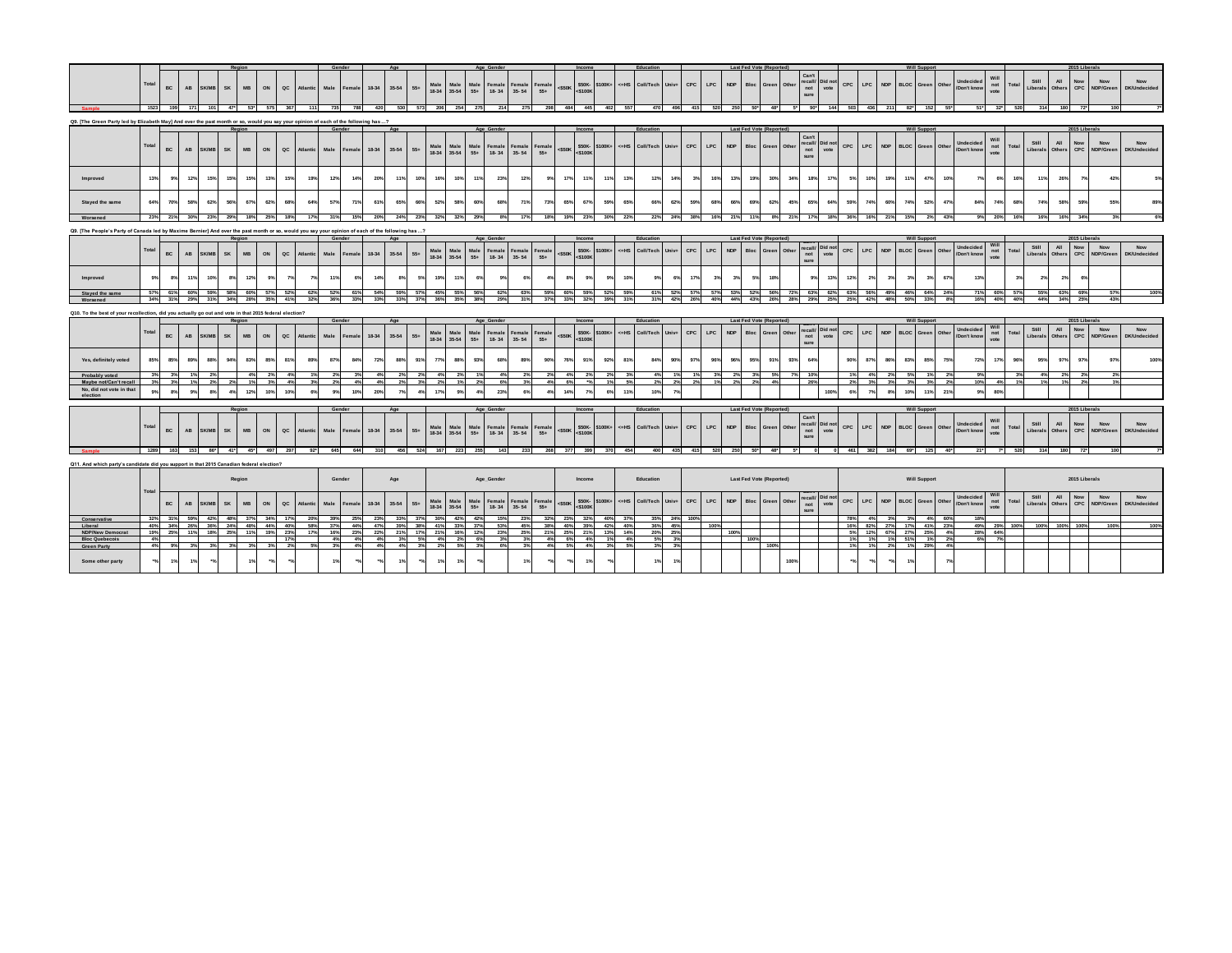| | Total | Region | | | | | | | | Gender | | Age | | | Age_Gender | | | | | | Income | | | Education | | | Last Fed Vote (Reported) | | | | | | | | Will Support | | | | | | | | 2015 Liberals | | | | | |
|---|---|---|---|---|---|---|---|---|---|---|---|---|---|---|---|---|---|---|---|---|---|---|---|---|---|---|---|---|---|---|---|---|---|---|---|---|---|---|---|---|---|---|---|---|---|---|---|---|
| | | BC | AB | SK/MB | SK | MB | ON | QC | Atlantic | Male | Female | 18-34 | 35-54 | 55+ | Male 18-34 | Male 35-54 | Male 55+ | Female 18-34 | Female 35-54 | Female 55+ | <$50K | $50K-<$100K | $100K+ | <=HS | Coll/Tech | Univ+ | CPC | LPC | NDP | Bloc | Green | Other | Can't recall/not sure | Did not vote | CPC | LPC | NDP | BLOC | Green | Other | Undecided/Don't know | Will not vote | Total | Still Liberals | All Others | Now CPC | Now NDP/Green | Now DK/Undecided |
| Sample | 1523 | 199 | 171 | 101 | 47* | 53* | 575 | 367 | 111 | 735 | 788 | 420 | 530 | 573 | 206 | 254 | 275 | 214 | 275 | 298 | 484 | 445 | 402 | 557 | 470 | 496 | 415 | 520 | 250 | 50* | 48* | 5* | 90* | 144 | 503 | 436 | 211 | 82* | 152 | 59* | 51* | 32* | 520 | 314 | 180 | 72* | 100 | 7* |

Q8. [The Green Party led by Elizabeth May] And over the past month or so, would you say your opinion of each of the following has ...?

| | Total | BC | AB | SK/MB | SK | MB | ON | QC | Atlantic | Male | Female | 18-34 | 35-54 | 55+ | Male 18-34 | Male 35-54 | Male 55+ | Female 18-34 | Female 35-54 | Female 55+ | <$50K | $50K-<$100K | $100K+ | <=HS | Coll/Tech | Univ+ | CPC | LPC | NDP | Bloc | Green | Other | Can't recall/not sure | Did not vote | CPC | LPC | NDP | BLOC | Green | Other | Undecided/Don't know | Will not vote | Total | Still Liberals | All Others | Now CPC | Now NDP/Green | Now DK/Undecided |
|---|---|---|---|---|---|---|---|---|---|---|---|---|---|---|---|---|---|---|---|---|---|---|---|---|---|---|---|---|---|---|---|---|---|---|---|---|---|---|---|---|---|---|---|---|---|---|---|---|
| Improved | 13% | 9% | 12% | 15% | 15% | 15% | 13% | 15% | 19% | 12% | 14% | 20% | 11% | 10% | 16% | 10% | 11% | 23% | 12% | 9% | 17% | 11% | 11% | 13% | 12% | 14% | 3% | 16% | 13% | 19% | 30% | 34% | 18% | 17% | 5% | 10% | 19% | 11% | 47% | 10% | 7% | 6% | 16% | 11% | 26% | 7% | 42% | 5% |
| Stayed the same | 64% | 70% | 58% | 62% | 56% | 67% | 62% | 68% | 64% | 57% | 71% | 61% | 65% | 66% | 52% | 58% | 60% | 68% | 71% | 73% | 65% | 67% | 59% | 65% | 66% | 62% | 59% | 68% | 66% | 69% | 62% | 45% | 65% | 64% | 59% | 74% | 60% | 74% | 52% | 47% | 84% | 74% | 68% | 74% | 58% | 59% | 55% | 89% |
| Worsened | 23% | 21% | 30% | 23% | 29% | 18% | 25% | 18% | 17% | 31% | 15% | 20% | 24% | 23% | 32% | 32% | 29% | 8% | 17% | 18% | 19% | 23% | 30% | 22% | 22% | 24% | 38% | 16% | 21% | 11% | 8% | 21% | 17% | 18% | 36% | 16% | 21% | 15% | 2% | 43% | 9% | 20% | 16% | 16% | 16% | 34% | 3% | 6% |

Q9. [The People's Party of Canada led by Maxime Bernier] And over the past month or so, would you say your opinion of each of the following has ...?

| | Total | BC | AB | SK/MB | SK | MB | ON | QC | Atlantic | Male | Female | 18-34 | 35-54 | 55+ | Male 18-34 | Male 35-54 | Male 55+ | Female 18-34 | Female 35-54 | Female 55+ | <$50K | $50K-<$100K | $100K+ | <=HS | Coll/Tech | Univ+ | CPC | LPC | NDP | Bloc | Green | Other | Can't recall/not sure | Did not vote | CPC | LPC | NDP | BLOC | Green | Other | Undecided/Don't know | Will not vote | Total | Still Liberals | All Others | Now CPC | Now NDP/Green | Now DK/Undecided |
|---|---|---|---|---|---|---|---|---|---|---|---|---|---|---|---|---|---|---|---|---|---|---|---|---|---|---|---|---|---|---|---|---|---|---|---|---|---|---|---|---|---|---|---|---|---|---|---|---|
| Improved | 9% | 8% | 11% | 10% | 8% | 12% | 9% | 7% | 7% | 11% | 6% | 14% | 8% | 5% | 19% | 11% | 6% | 9% | 6% | 4% | 8% | 9% | 9% | 10% | 9% | 6% | 17% | 3% | 3% | 5% | 18% | | 9% | 13% | 12% | 2% | 3% | 3% | 3% | 67% | 13% | | 3% | 2% | 2% | 6% | | |
| Stayed the same | 57% | 61% | 60% | 59% | 58% | 60% | 57% | 52% | 62% | 52% | 61% | 54% | 59% | 57% | 45% | 55% | 56% | 62% | 63% | 59% | 60% | 59% | 52% | 58% | 61% | 52% | 57% | 57% | 53% | 52% | 56% | 72% | 63% | 62% | 63% | 56% | 49% | 46% | 64% | 24% | 71% | 60% | 57% | 55% | 63% | 69% | 57% | 100% |
| Worsened | 34% | 31% | 29% | 31% | 34% | 28% | 35% | 41% | 32% | 36% | 33% | 33% | 33% | 37% | 36% | 35% | 38% | 29% | 31% | 37% | 33% | 32% | 39% | 31% | 31% | 42% | 26% | 40% | 44% | 43% | 26% | 28% | 29% | 25% | 25% | 42% | 48% | 50% | 33% | 8% | 16% | 40% | 40% | 44% | 34% | 25% | 43% | |

Q10. To the best of your recollection, did you actually go out and vote in that 2015 federal election?

| | Total | BC | AB | SK/MB | SK | MB | ON | QC | Atlantic | Male | Female | 18-34 | 35-54 | 55+ | Male 18-34 | Male 35-54 | Male 55+ | Female 18-34 | Female 35-54 | Female 55+ | <$50K | $50K-<$100K | $100K+ | <=HS | Coll/Tech | Univ+ | CPC | LPC | NDP | Bloc | Green | Other | Can't recall/not sure | Did not vote | CPC | LPC | NDP | BLOC | Green | Other | Undecided/Don't know | Will not vote | Total | Still Liberals | All Others | Now CPC | Now NDP/Green | Now DK/Undecided |
|---|---|---|---|---|---|---|---|---|---|---|---|---|---|---|---|---|---|---|---|---|---|---|---|---|---|---|---|---|---|---|---|---|---|---|---|---|---|---|---|---|---|---|---|---|---|---|---|---|
| Yes, definitely voted | 85% | 85% | 89% | 88% | 94% | 83% | 85% | 81% | 89% | 87% | 84% | 72% | 88% | 91% | 77% | 88% | 93% | 68% | 89% | 90% | 76% | 91% | 92% | 81% | 84% | 90% | 97% | 96% | 96% | 95% | 91% | 93% | 64% | | 90% | 87% | 86% | 83% | 85% | 75% | 72% | 17% | 96% | 95% | 97% | 97% | 97% | 100% |
| Probably voted | 3% | 3% | 1% | 2% | | 4% | 2% | 4% | 1% | 2% | 3% | 4% | 2% | 2% | 4% | 2% | 1% | 4% | 2% | 2% | 4% | 2% | 2% | 3% | 4% | 1% | 1% | 3% | 2% | 3% | 5% | 7% | 10% | | 1% | 4% | 2% | 5% | 1% | 2% | 9% | | 3% | 4% | 2% | 2% | 2% | |
| Maybe not/Can't recall | 3% | 3% | 1% | 2% | 2% | 1% | 3% | 4% | 3% | 2% | 4% | 4% | 2% | 3% | 2% | 1% | 2% | 6% | 3% | 4% | 6% | *% | 1% | 5% | 2% | 2% | 2% | 1% | 2% | 2% | 4% | | 26% | | 2% | 3% | 3% | 3% | 3% | 2% | 10% | 4% | 1% | 1% | 1% | 2% | 3% | |
| No, did not vote in that election | 9% | 8% | 9% | 8% | 4% | 12% | 10% | 10% | 6% | 9% | 10% | 20% | 7% | 4% | 17% | 9% | 4% | 23% | 6% | 4% | 14% | 7% | 6% | 11% | 10% | 7% | | | | | | | | 100% | 6% | 7% | 8% | 10% | 11% | 21% | 9% | 80% | | | | | | |

| | Total | BC | AB | SK/MB | SK | MB | ON | QC | Atlantic | Male | Female | 18-34 | 35-54 | 55+ | Male 18-34 | Male 35-54 | Male 55+ | Female 18-34 | Female 35-54 | Female 55+ | <$50K | $50K-<$100K | $100K+ | <=HS | Coll/Tech | Univ+ | CPC | LPC | NDP | Bloc | Green | Other | Can't recall/not sure | Did not vote | CPC | LPC | NDP | BLOC | Green | Other | Undecided/Don't know | Will not vote | Total | Still Liberals | All Others | Now CPC | Now NDP/Green | Now DK/Undecided |
|---|---|---|---|---|---|---|---|---|---|---|---|---|---|---|---|---|---|---|---|---|---|---|---|---|---|---|---|---|---|---|---|---|---|---|---|---|---|---|---|---|---|---|---|---|---|---|---|---|
| Sample | 1289 | 163 | 153 | 86* | 41* | 45* | 497 | 297 | 92* | 645 | 644 | 310 | 456 | 524 | 167 | 223 | 255 | 143 | 233 | 268 | 377 | 399 | 370 | 454 | 400 | 435 | 415 | 520 | 250 | 50* | 48* | 5* | 0 | 0 | 461 | 382 | 184 | 69* | 125 | 40* | 21* | 7* | 520 | 314 | 180 | 72* | 100 | 7* |

Q11. And which party's candidate did you support in that 2015 Canadian federal election?

| | Total | BC | AB | SK/MB | SK | MB | ON | QC | Atlantic | Male | Female | 18-34 | 35-54 | 55+ | Male 18-34 | Male 35-54 | Male 55+ | Female 18-34 | Female 35-54 | Female 55+ | <$50K | $50K-<$100K | $100K+ | <=HS | Coll/Tech | Univ+ | CPC | LPC | NDP | Bloc | Green | Other | Can't recall/not sure | Did not vote | CPC | LPC | NDP | BLOC | Green | Other | Undecided/Don't know | Will not vote | Total | Still Liberals | All Others | Now CPC | Now NDP/Green | Now DK/Undecided |
|---|---|---|---|---|---|---|---|---|---|---|---|---|---|---|---|---|---|---|---|---|---|---|---|---|---|---|---|---|---|---|---|---|---|---|---|---|---|---|---|---|---|---|---|---|---|---|---|---|
| Conservative | 32% | 31% | 59% | 42% | 48% | 37% | 34% | 17% | 20% | 39% | 25% | 23% | 33% | 37% | 30% | 42% | 42% | 15% | 23% | 32% | 23% | 32% | 40% | 37% | 35% | 24% | 100% | | | | | | | | 78% | 4% | 3% | 3% | 4% | 60% | 18% | | | | | | | |
| Liberal | 40% | 34% | 26% | 36% | 24% | 48% | 44% | 40% | 58% | 37% | 44% | 47% | 39% | 38% | 41% | 33% | 37% | 53% | 45% | 38% | 40% | 39% | 42% | 40% | 36% | 45% | | 100% | | | | | | | 16% | 82% | 27% | 17% | 41% | 23% | 49% | 29% | 100% | 100% | 100% | 100% | 100% | 100% |
| NDP/New Democrat | 19% | 25% | 11% | 18% | 25% | 11% | 19% | 23% | 17% | 16% | 23% | 22% | 21% | 17% | 21% | 16% | 12% | 23% | 25% | 21% | 25% | 21% | 13% | 14% | 20% | 25% | | | 100% | | | | | | 5% | 12% | 67% | 27% | 25% | 4% | 28% | 64% | | | | | | |
| Bloc Quebecois | 4% | | | | | | | 17% | | 4% | 4% | 4% | 3% | 5% | 4% | 2% | 6% | 3% | 3% | 4% | 6% | 4% | 1% | 4% | 5% | 3% | | | | 100% | | | | | 1% | 1% | 1% | 51% | 1% | 2% | 6% | 7% | | | | | | |
| Green Party | 4% | 9% | 3% | 3% | 3% | 3% | 3% | 2% | 5% | 3% | 4% | 4% | 4% | 3% | 2% | 5% | 3% | 6% | 3% | 3% | 5% | 4% | 3% | 5% | 3% | 3% | | | | | 100% | | | | 1% | 1% | 2% | 1% | 29% | 4% | | | | | | | | |
| Some other party | *% | 1% | 1% | *% | | 1% | *% | *% | | 1% | *% | *% | 1% | *% | 1% | 1% | *% | | 1% | *% | *% | 1% | *% | | 1% | 1% | | | | | | 100% | | | *% | *% | *% | 1% | | 7% | | | | | | | | |